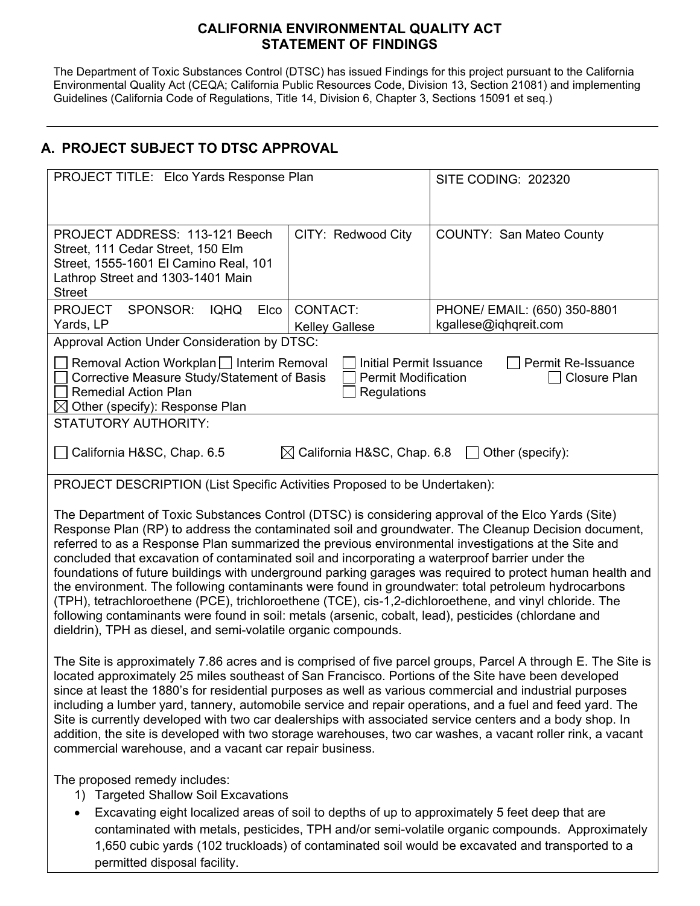# CALIFORNIA ENVIRONMENTAL QUALITY ACT STATEMENT OF FINDINGS

The Department of Toxic Substances Control (DTSC) has issued Findings for this project pursuant to the California Environmental Quality Act (CEQA; California Public Resources Code, Division 13, Section 21081) and implementing Guidelines (California Code of Regulations, Title 14, Division 6, Chapter 3, Sections 15091 et seq.)

---

## A. PROJECT SUBJECT TO DTSC APPROVAL

| PROJECT TITLE: Elco Yards Response Plan | | SITE CODING: 202320 |
|---|---|---|
| PROJECT ADDRESS: 113-121 Beech Street, 111 Cedar Street, 150 Elm Street, 1555-1601 El Camino Real, 101 Lathrop Street and 1303-1401 Main Street | CITY: Redwood City | COUNTY: San Mateo County |
| PROJECT SPONSOR: IQHQ Elco Yards, LP | CONTACT: Kelley Gallese | PHONE/ EMAIL: (650) 350-8801 kgallese@iqhqreit.com |

**Approval Action Under Consideration by DTSC:**

- ☐ Removal Action Workplan
- ☐ Interim Removal
- ☐ Initial Permit Issuance
- ☐ Permit Re-Issuance
- ☐ Corrective Measure Study/Statement of Basis
- ☐ Permit Modification
- ☐ Closure Plan
- ☐ Remedial Action Plan
- ☐ Regulations
- ☒ Other (specify): Response Plan

**STATUTORY AUTHORITY:**

- ☐ California H&SC, Chap. 6.5
- ☒ California H&SC, Chap. 6.8
- ☐ Other (specify):

**PROJECT DESCRIPTION (List Specific Activities Proposed to be Undertaken):**

The Department of Toxic Substances Control (DTSC) is considering approval of the Elco Yards (Site) Response Plan (RP) to address the contaminated soil and groundwater. The Cleanup Decision document, referred to as a Response Plan summarized the previous environmental investigations at the Site and concluded that excavation of contaminated soil and incorporating a waterproof barrier under the foundations of future buildings with underground parking garages was required to protect human health and the environment. The following contaminants were found in groundwater: total petroleum hydrocarbons (TPH), tetrachloroethene (PCE), trichloroethene (TCE), cis-1,2-dichloroethene, and vinyl chloride. The following contaminants were found in soil: metals (arsenic, cobalt, lead), pesticides (chlordane and dieldrin), TPH as diesel, and semi-volatile organic compounds.

The Site is approximately 7.86 acres and is comprised of five parcel groups, Parcel A through E. The Site is located approximately 25 miles southeast of San Francisco. Portions of the Site have been developed since at least the 1880's for residential purposes as well as various commercial and industrial purposes including a lumber yard, tannery, automobile service and repair operations, and a fuel and feed yard. The Site is currently developed with two car dealerships with associated service centers and a body shop. In addition, the site is developed with two storage warehouses, two car washes, a vacant roller rink, a vacant commercial warehouse, and a vacant car repair business.

The proposed remedy includes:

1) Targeted Shallow Soil Excavations

- Excavating eight localized areas of soil to depths of up to approximately 5 feet deep that are contaminated with metals, pesticides, TPH and/or semi-volatile organic compounds. Approximately 1,650 cubic yards (102 truckloads) of contaminated soil would be excavated and transported to a permitted disposal facility.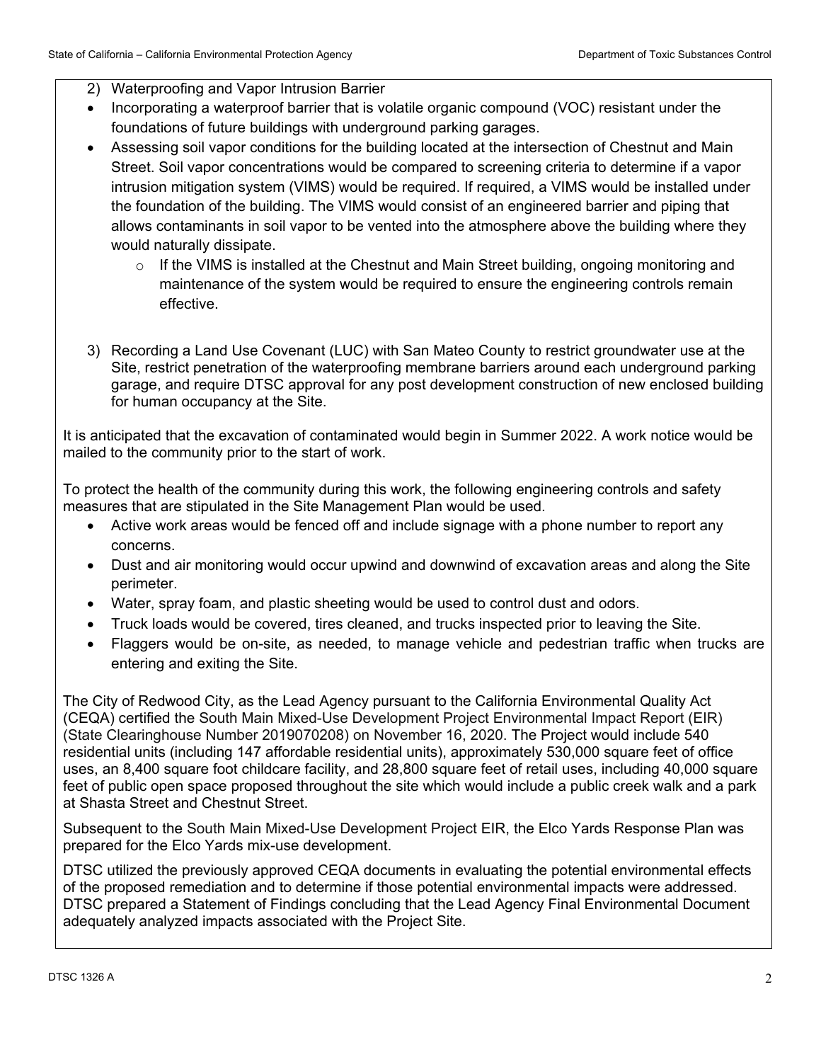2) Waterproofing and Vapor Intrusion Barrier

- Incorporating a waterproof barrier that is volatile organic compound (VOC) resistant under the foundations of future buildings with underground parking garages.
- Assessing soil vapor conditions for the building located at the intersection of Chestnut and Main Street. Soil vapor concentrations would be compared to screening criteria to determine if a vapor intrusion mitigation system (VIMS) would be required. If required, a VIMS would be installed under the foundation of the building. The VIMS would consist of an engineered barrier and piping that allows contaminants in soil vapor to be vented into the atmosphere above the building where they would naturally dissipate.
    - If the VIMS is installed at the Chestnut and Main Street building, ongoing monitoring and maintenance of the system would be required to ensure the engineering controls remain effective.

3) Recording a Land Use Covenant (LUC) with San Mateo County to restrict groundwater use at the Site, restrict penetration of the waterproofing membrane barriers around each underground parking garage, and require DTSC approval for any post development construction of new enclosed building for human occupancy at the Site.

It is anticipated that the excavation of contaminated would begin in Summer 2022. A work notice would be mailed to the community prior to the start of work.

To protect the health of the community during this work, the following engineering controls and safety measures that are stipulated in the Site Management Plan would be used.

- Active work areas would be fenced off and include signage with a phone number to report any concerns.
- Dust and air monitoring would occur upwind and downwind of excavation areas and along the Site perimeter.
- Water, spray foam, and plastic sheeting would be used to control dust and odors.
- Truck loads would be covered, tires cleaned, and trucks inspected prior to leaving the Site.
- Flaggers would be on-site, as needed, to manage vehicle and pedestrian traffic when trucks are entering and exiting the Site.

The City of Redwood City, as the Lead Agency pursuant to the California Environmental Quality Act (CEQA) certified the South Main Mixed-Use Development Project Environmental Impact Report (EIR) (State Clearinghouse Number 2019070208) on November 16, 2020. The Project would include 540 residential units (including 147 affordable residential units), approximately 530,000 square feet of office uses, an 8,400 square foot childcare facility, and 28,800 square feet of retail uses, including 40,000 square feet of public open space proposed throughout the site which would include a public creek walk and a park at Shasta Street and Chestnut Street.

Subsequent to the South Main Mixed-Use Development Project EIR, the Elco Yards Response Plan was prepared for the Elco Yards mix-use development.

DTSC utilized the previously approved CEQA documents in evaluating the potential environmental effects of the proposed remediation and to determine if those potential environmental impacts were addressed. DTSC prepared a Statement of Findings concluding that the Lead Agency Final Environmental Document adequately analyzed impacts associated with the Project Site.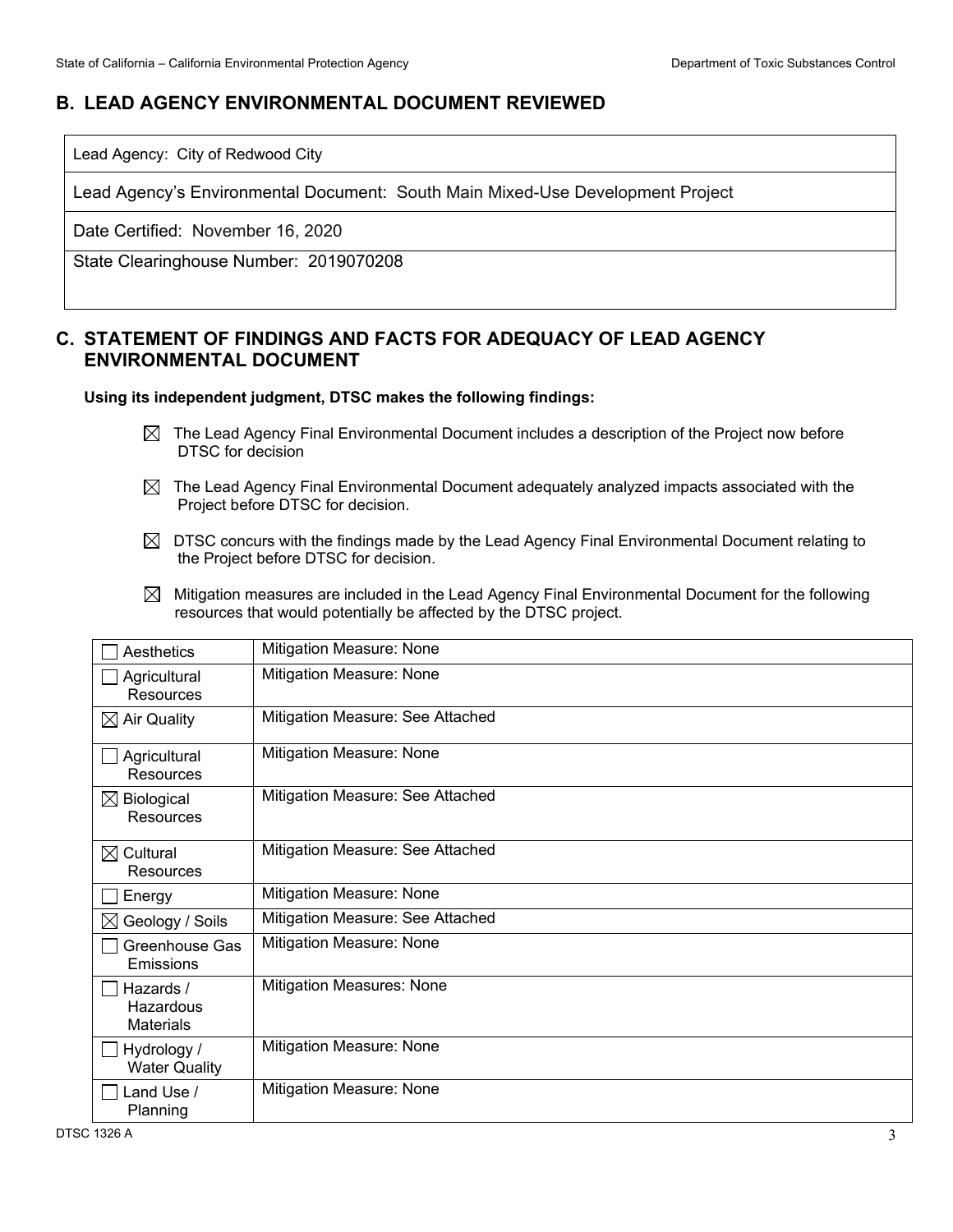## B. LEAD AGENCY ENVIRONMENTAL DOCUMENT REVIEWED

| Lead Agency: City of Redwood City |
|---|
| Lead Agency's Environmental Document: South Main Mixed-Use Development Project |
| Date Certified: November 16, 2020 |
| State Clearinghouse Number: 2019070208 |

## C. STATEMENT OF FINDINGS AND FACTS FOR ADEQUACY OF LEAD AGENCY ENVIRONMENTAL DOCUMENT

**Using its independent judgment, DTSC makes the following findings:**

- ☒ The Lead Agency Final Environmental Document includes a description of the Project now before DTSC for decision
- ☒ The Lead Agency Final Environmental Document adequately analyzed impacts associated with the Project before DTSC for decision.
- ☒ DTSC concurs with the findings made by the Lead Agency Final Environmental Document relating to the Project before DTSC for decision.
- ☒ Mitigation measures are included in the Lead Agency Final Environmental Document for the following resources that would potentially be affected by the DTSC project.

| Resource | Mitigation Measure |
|---|---|
| ☐ Aesthetics | Mitigation Measure: None |
| ☐ Agricultural Resources | Mitigation Measure: None |
| ☒ Air Quality | Mitigation Measure: See Attached |
| ☐ Agricultural Resources | Mitigation Measure: None |
| ☒ Biological Resources | Mitigation Measure: See Attached |
| ☒ Cultural Resources | Mitigation Measure: See Attached |
| ☐ Energy | Mitigation Measure: None |
| ☒ Geology / Soils | Mitigation Measure: See Attached |
| ☐ Greenhouse Gas Emissions | Mitigation Measure: None |
| ☐ Hazards / Hazardous Materials | Mitigation Measures: None |
| ☐ Hydrology / Water Quality | Mitigation Measure: None |
| ☐ Land Use / Planning | Mitigation Measure: None |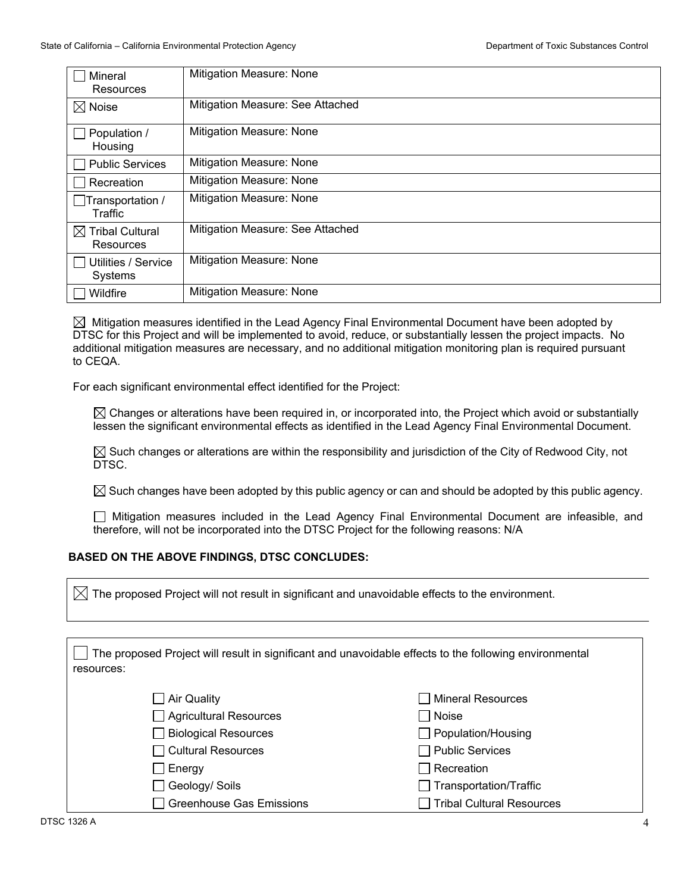| | |
|---|---|
| ☐ Mineral Resources | Mitigation Measure: None |
| ☒ Noise | Mitigation Measure: See Attached |
| ☐ Population / Housing | Mitigation Measure: None |
| ☐ Public Services | Mitigation Measure: None |
| ☐ Recreation | Mitigation Measure: None |
| ☐ Transportation / Traffic | Mitigation Measure: None |
| ☒ Tribal Cultural Resources | Mitigation Measure: See Attached |
| ☐ Utilities / Service Systems | Mitigation Measure: None |
| ☐ Wildfire | Mitigation Measure: None |

☒ Mitigation measures identified in the Lead Agency Final Environmental Document have been adopted by DTSC for this Project and will be implemented to avoid, reduce, or substantially lessen the project impacts. No additional mitigation measures are necessary, and no additional mitigation monitoring plan is required pursuant to CEQA.

For each significant environmental effect identified for the Project:

☒ Changes or alterations have been required in, or incorporated into, the Project which avoid or substantially lessen the significant environmental effects as identified in the Lead Agency Final Environmental Document.

☒ Such changes or alterations are within the responsibility and jurisdiction of the City of Redwood City, not DTSC.

☒ Such changes have been adopted by this public agency or can and should be adopted by this public agency.

☐ Mitigation measures included in the Lead Agency Final Environmental Document are infeasible, and therefore, will not be incorporated into the DTSC Project for the following reasons: N/A

**BASED ON THE ABOVE FINDINGS, DTSC CONCLUDES:**

☒ The proposed Project will not result in significant and unavoidable effects to the environment.

☐ The proposed Project will result in significant and unavoidable effects to the following environmental resources:

| | |
|---|---|
| ☐ Air Quality | ☐ Mineral Resources |
| ☐ Agricultural Resources | ☐ Noise |
| ☐ Biological Resources | ☐ Population/Housing |
| ☐ Cultural Resources | ☐ Public Services |
| ☐ Energy | ☐ Recreation |
| ☐ Geology/ Soils | ☐ Transportation/Traffic |
| ☐ Greenhouse Gas Emissions | ☐ Tribal Cultural Resources |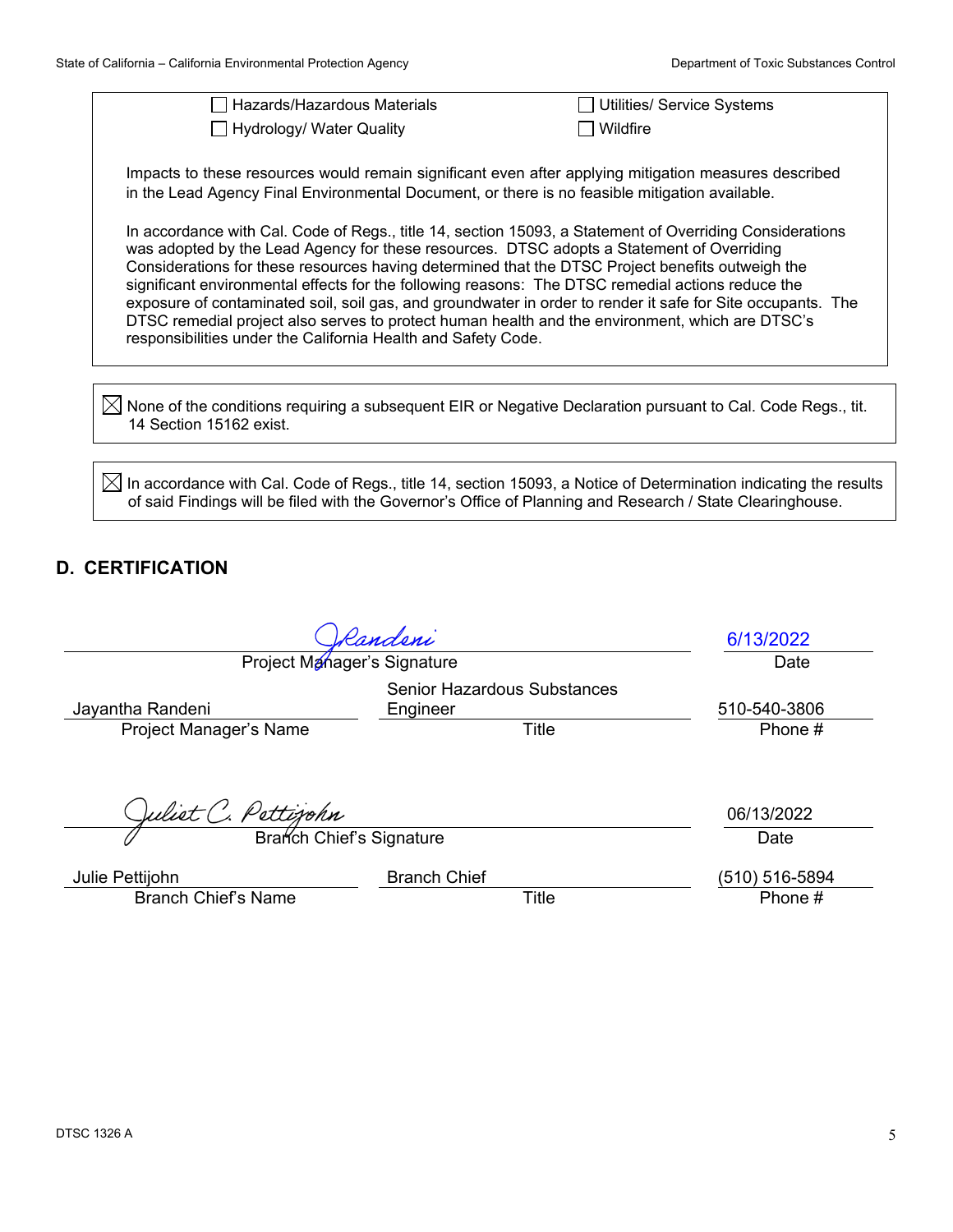- [ ] Hazards/Hazardous Materials
- [ ] Utilities/ Service Systems
- [ ] Hydrology/ Water Quality
- [ ] Wildfire

Impacts to these resources would remain significant even after applying mitigation measures described in the Lead Agency Final Environmental Document, or there is no feasible mitigation available.

In accordance with Cal. Code of Regs., title 14, section 15093, a Statement of Overriding Considerations was adopted by the Lead Agency for these resources. DTSC adopts a Statement of Overriding Considerations for these resources having determined that the DTSC Project benefits outweigh the significant environmental effects for the following reasons: The DTSC remedial actions reduce the exposure of contaminated soil, soil gas, and groundwater in order to render it safe for Site occupants. The DTSC remedial project also serves to protect human health and the environment, which are DTSC's responsibilities under the California Health and Safety Code.

- [x] None of the conditions requiring a subsequent EIR or Negative Declaration pursuant to Cal. Code Regs., tit. 14 Section 15162 exist.

- [x] In accordance with Cal. Code of Regs., title 14, section 15093, a Notice of Determination indicating the results of said Findings will be filed with the Governor's Office of Planning and Research / State Clearinghouse.

## D. CERTIFICATION

| JRandeni | | 6/13/2022 |
|---|---|---|
| Project Manager's Signature | | Date |
| Jayantha Randeni | Senior Hazardous Substances Engineer | 510-540-3806 |
| Project Manager's Name | Title | Phone # |

| Juliet C. Pettijohn | | 06/13/2022 |
|---|---|---|
| Branch Chief's Signature | | Date |
| Julie Pettijohn | Branch Chief | (510) 516-5894 |
| Branch Chief's Name | Title | Phone # |

DTSC 1326 A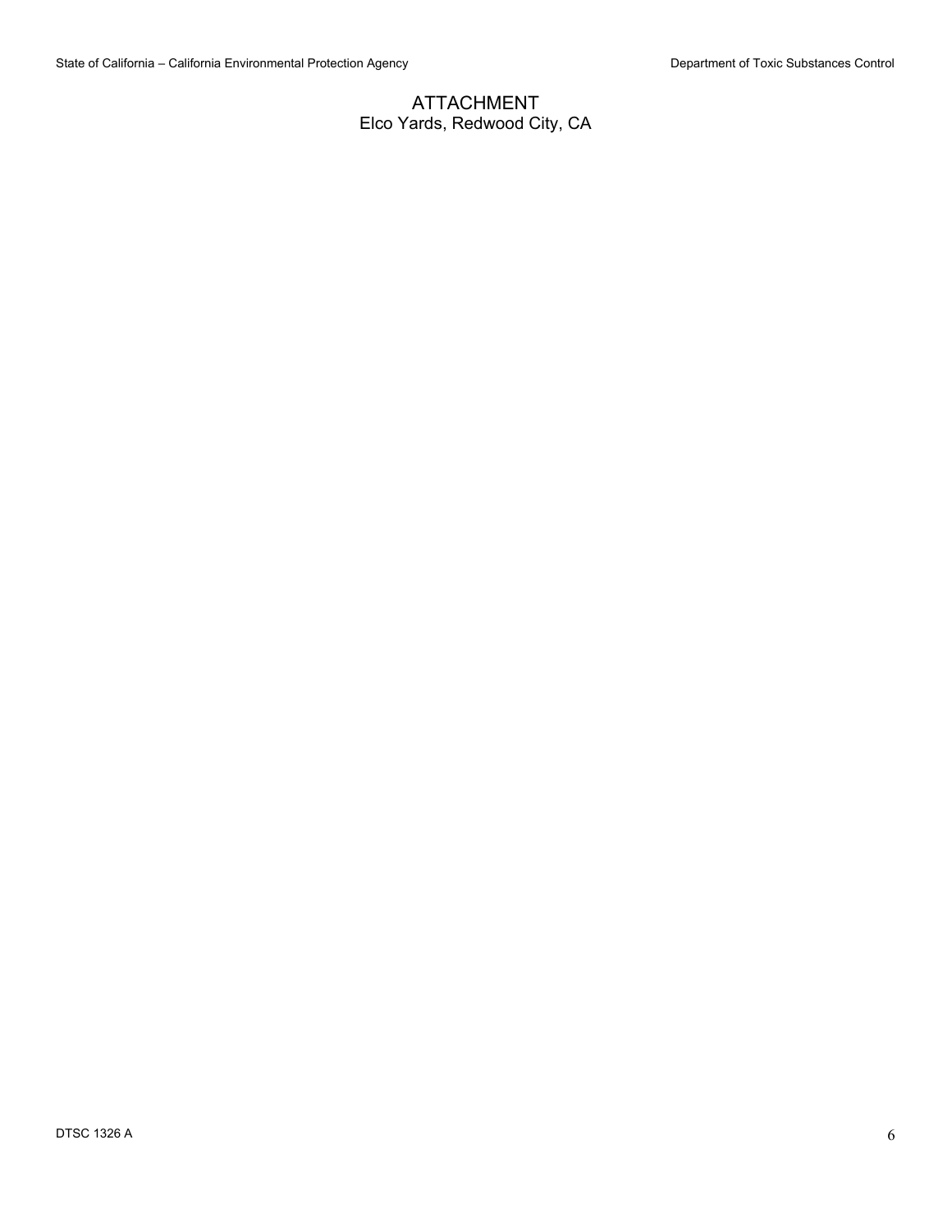# ATTACHMENT

Elco Yards, Redwood City, CA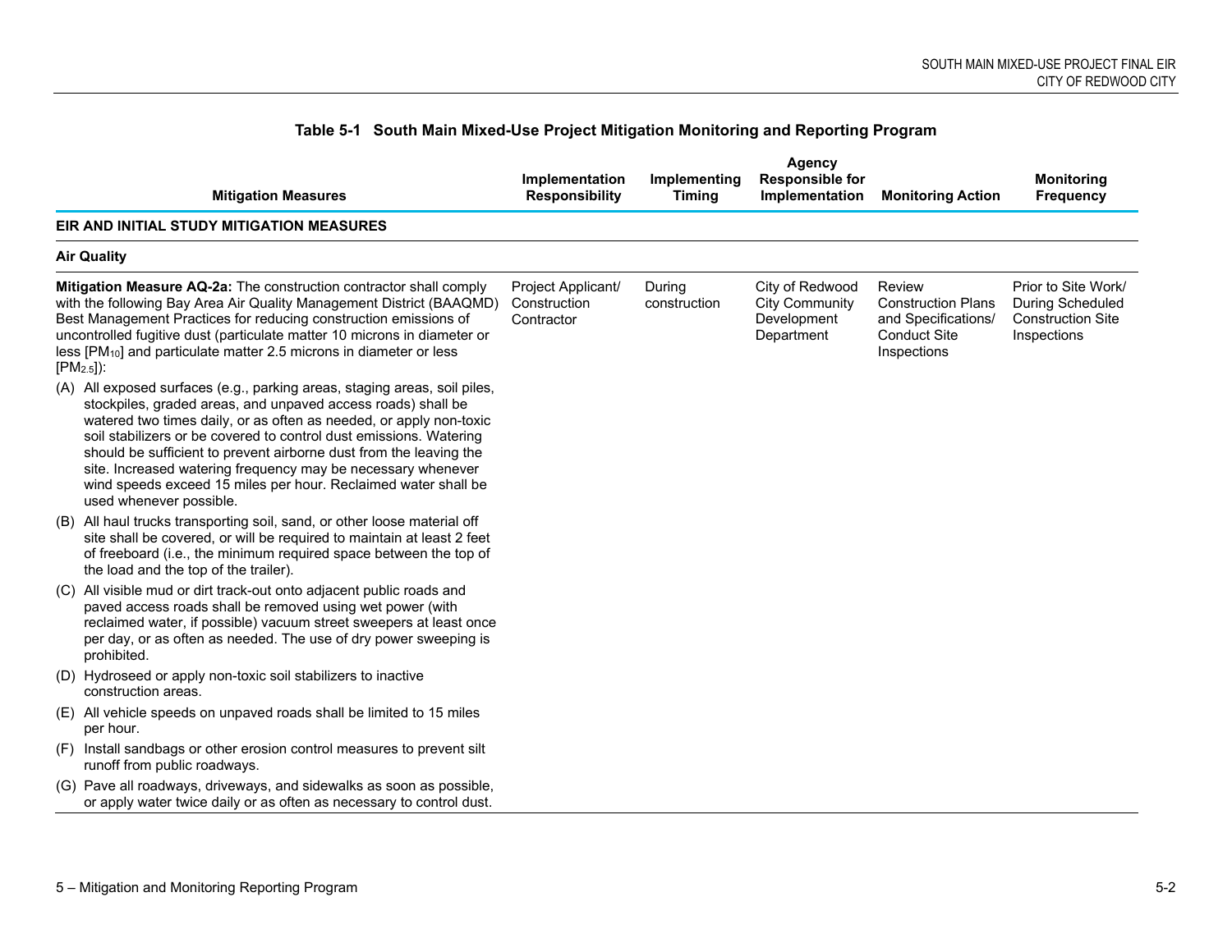**Table 5-1 South Main Mixed-Use Project Mitigation Monitoring and Reporting Program**

| Mitigation Measures | Implementation Responsibility | Implementing Timing | Agency Responsible for Implementation | Monitoring Action | Monitoring Frequency |
|---|---|---|---|---|---|
| **EIR AND INITIAL STUDY MITIGATION MEASURES** | | | | | |
| **Air Quality** | | | | | |
| **Mitigation Measure AQ-2a:** The construction contractor shall comply with the following Bay Area Air Quality Management District (BAAQMD) Best Management Practices for reducing construction emissions of uncontrolled fugitive dust (particulate matter 10 microns in diameter or less [$PM_{10}$] and particulate matter 2.5 microns in diameter or less [$PM_{2.5}$]):<br>(A) All exposed surfaces (e.g., parking areas, staging areas, soil piles, stockpiles, graded areas, and unpaved access roads) shall be watered two times daily, or as often as needed, or apply non-toxic soil stabilizers or be covered to control dust emissions. Watering should be sufficient to prevent airborne dust from the leaving the site. Increased watering frequency may be necessary whenever wind speeds exceed 15 miles per hour. Reclaimed water shall be used whenever possible.<br>(B) All haul trucks transporting soil, sand, or other loose material off site shall be covered, or will be required to maintain at least 2 feet of freeboard (i.e., the minimum required space between the top of the load and the top of the trailer).<br>(C) All visible mud or dirt track-out onto adjacent public roads and paved access roads shall be removed using wet power (with reclaimed water, if possible) vacuum street sweepers at least once per day, or as often as needed. The use of dry power sweeping is prohibited.<br>(D) Hydroseed or apply non-toxic soil stabilizers to inactive construction areas.<br>(E) All vehicle speeds on unpaved roads shall be limited to 15 miles per hour.<br>(F) Install sandbags or other erosion control measures to prevent silt runoff from public roadways.<br>(G) Pave all roadways, driveways, and sidewalks as soon as possible, or apply water twice daily or as often as necessary to control dust. | Project Applicant/ Construction Contractor | During construction | City of Redwood City Community Development Department | Review Construction Plans and Specifications/ Conduct Site Inspections | Prior to Site Work/ During Scheduled Construction Site Inspections |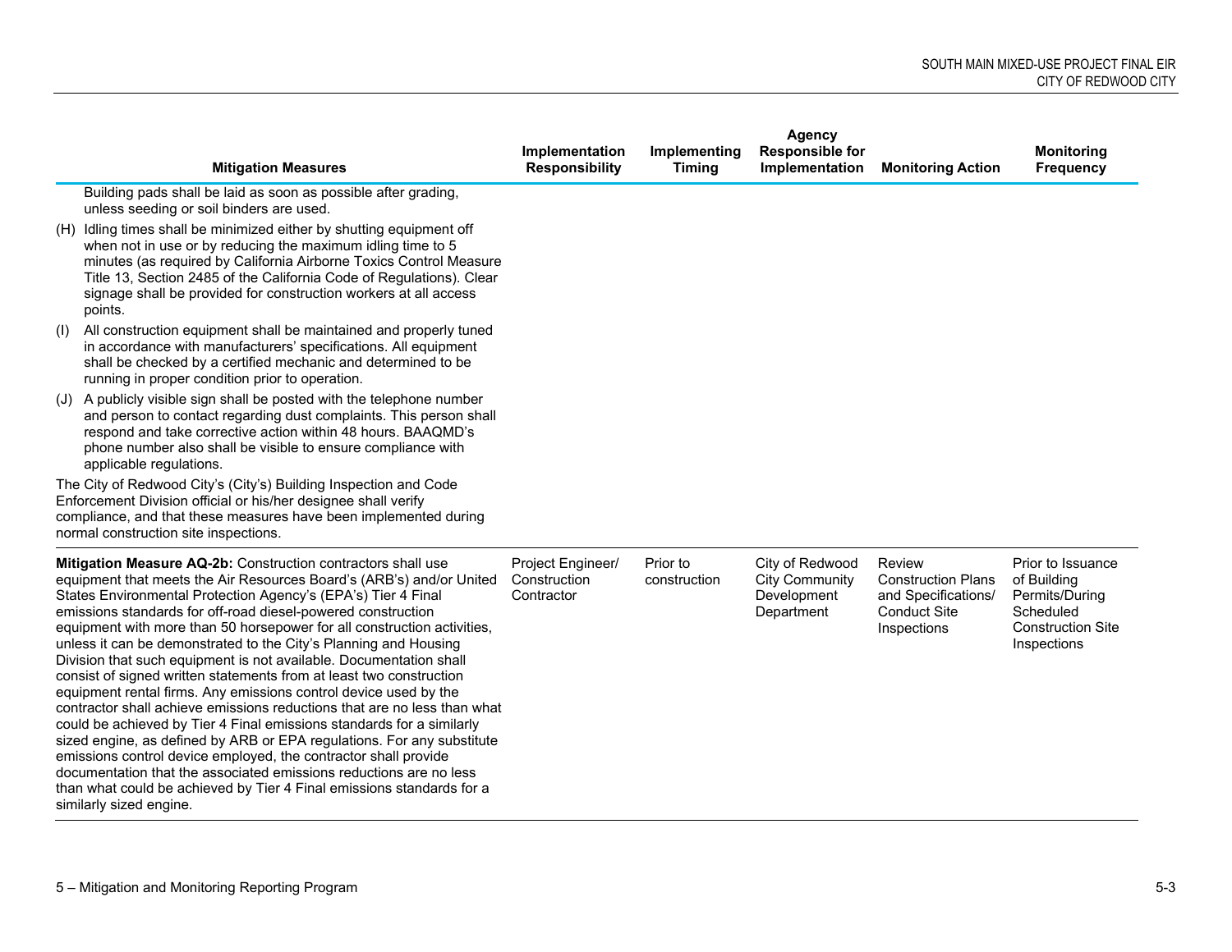| Mitigation Measures | Implementation Responsibility | Implementing Timing | Agency Responsible for Implementation | Monitoring Action | Monitoring Frequency |
|---|---|---|---|---|---|
| Building pads shall be laid as soon as possible after grading, unless seeding or soil binders are used.<br>(H) Idling times shall be minimized either by shutting equipment off when not in use or by reducing the maximum idling time to 5 minutes (as required by California Airborne Toxics Control Measure Title 13, Section 2485 of the California Code of Regulations). Clear signage shall be provided for construction workers at all access points.<br>(I) All construction equipment shall be maintained and properly tuned in accordance with manufacturers' specifications. All equipment shall be checked by a certified mechanic and determined to be running in proper condition prior to operation.<br>(J) A publicly visible sign shall be posted with the telephone number and person to contact regarding dust complaints. This person shall respond and take corrective action within 48 hours. BAAQMD's phone number also shall be visible to ensure compliance with applicable regulations.<br>The City of Redwood City's (City's) Building Inspection and Code Enforcement Division official or his/her designee shall verify compliance, and that these measures have been implemented during normal construction site inspections. | | | | | |
| **Mitigation Measure AQ-2b:** Construction contractors shall use equipment that meets the Air Resources Board's (ARB's) and/or United States Environmental Protection Agency's (EPA's) Tier 4 Final emissions standards for off-road diesel-powered construction equipment with more than 50 horsepower for all construction activities, unless it can be demonstrated to the City's Planning and Housing Division that such equipment is not available. Documentation shall consist of signed written statements from at least two construction equipment rental firms. Any emissions control device used by the contractor shall achieve emissions reductions that are no less than what could be achieved by Tier 4 Final emissions standards for a similarly sized engine, as defined by ARB or EPA regulations. For any substitute emissions control device employed, the contractor shall provide documentation that the associated emissions reductions are no less than what could be achieved by Tier 4 Final emissions standards for a similarly sized engine. | Project Engineer/ Construction Contractor | Prior to construction | City of Redwood City Community Development Department | Review Construction Plans and Specifications/ Conduct Site Inspections | Prior to Issuance of Building Permits/During Scheduled Construction Site Inspections |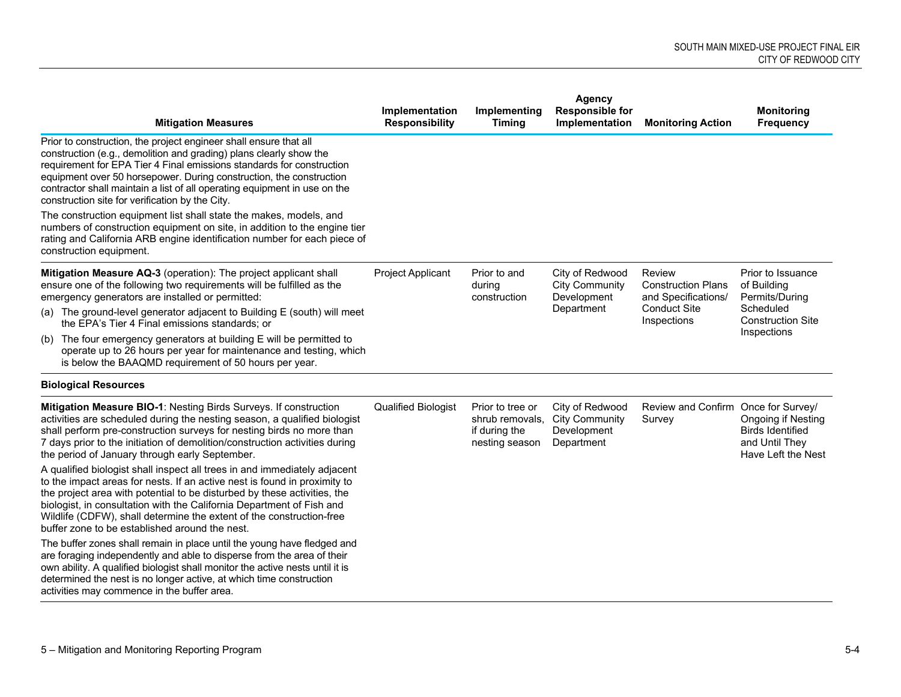| Mitigation Measures | Implementation Responsibility | Implementing Timing | Agency Responsible for Implementation | Monitoring Action | Monitoring Frequency |
|---|---|---|---|---|---|
| Prior to construction, the project engineer shall ensure that all construction (e.g., demolition and grading) plans clearly show the requirement for EPA Tier 4 Final emissions standards for construction equipment over 50 horsepower. During construction, the construction contractor shall maintain a list of all operating equipment in use on the construction site for verification by the City.<br><br>The construction equipment list shall state the makes, models, and numbers of construction equipment on site, in addition to the engine tier rating and California ARB engine identification number for each piece of construction equipment. | | | | | |
| **Mitigation Measure AQ-3** (operation): The project applicant shall ensure one of the following two requirements will be fulfilled as the emergency generators are installed or permitted:<br>(a) The ground-level generator adjacent to Building E (south) will meet the EPA's Tier 4 Final emissions standards; or<br>(b) The four emergency generators at building E will be permitted to operate up to 26 hours per year for maintenance and testing, which is below the BAAQMD requirement of 50 hours per year. | Project Applicant | Prior to and during construction | City of Redwood City Community Development Department | Review Construction Plans and Specifications/ Conduct Site Inspections | Prior to Issuance of Building Permits/During Scheduled Construction Site Inspections |
| **Biological Resources** | | | | | |
| **Mitigation Measure BIO-1**: Nesting Birds Surveys. If construction activities are scheduled during the nesting season, a qualified biologist shall perform pre-construction surveys for nesting birds no more than 7 days prior to the initiation of demolition/construction activities during the period of January through early September.<br><br>A qualified biologist shall inspect all trees in and immediately adjacent to the impact areas for nests. If an active nest is found in proximity to the project area with potential to be disturbed by these activities, the biologist, in consultation with the California Department of Fish and Wildlife (CDFW), shall determine the extent of the construction-free buffer zone to be established around the nest.<br><br>The buffer zones shall remain in place until the young have fledged and are foraging independently and able to disperse from the area of their own ability. A qualified biologist shall monitor the active nests until it is determined the nest is no longer active, at which time construction activities may commence in the buffer area. | Qualified Biologist | Prior to tree or shrub removals, if during the nesting season | City of Redwood City Community Development Department | Review and Confirm Survey | Once for Survey/ Ongoing if Nesting Birds Identified and Until They Have Left the Nest |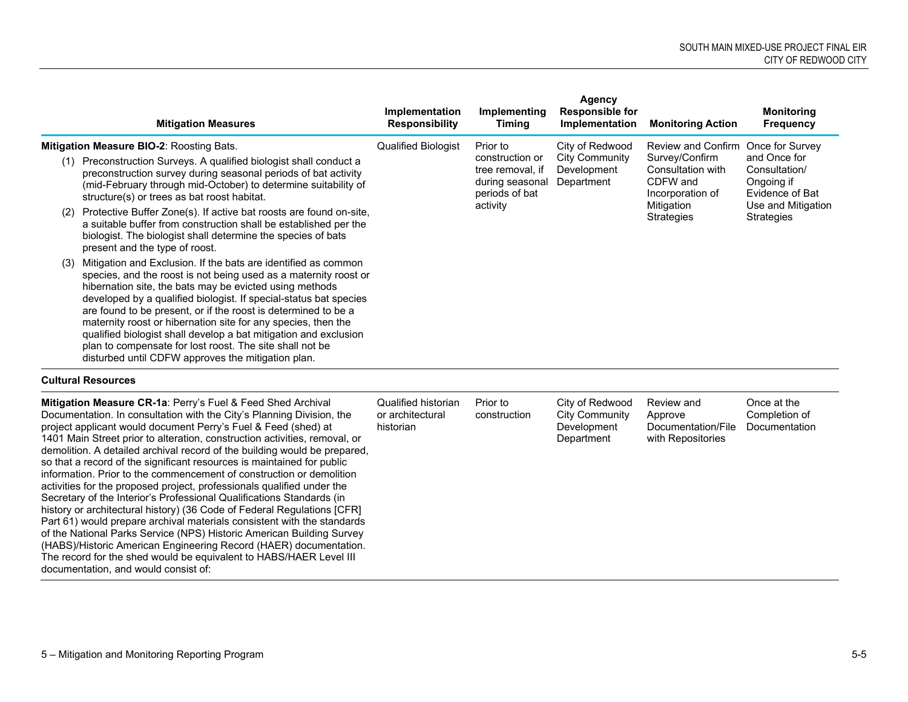| Mitigation Measures | Implementation Responsibility | Implementing Timing | Agency Responsible for Implementation | Monitoring Action | Monitoring Frequency |
|---|---|---|---|---|---|
| **Mitigation Measure BIO-2**: Roosting Bats.<br>(1) Preconstruction Surveys. A qualified biologist shall conduct a preconstruction survey during seasonal periods of bat activity (mid-February through mid-October) to determine suitability of structure(s) or trees as bat roost habitat.<br>(2) Protective Buffer Zone(s). If active bat roosts are found on-site, a suitable buffer from construction shall be established per the biologist. The biologist shall determine the species of bats present and the type of roost.<br>(3) Mitigation and Exclusion. If the bats are identified as common species, and the roost is not being used as a maternity roost or hibernation site, the bats may be evicted using methods developed by a qualified biologist. If special-status bat species are found to be present, or if the roost is determined to be a maternity roost or hibernation site for any species, then the qualified biologist shall develop a bat mitigation and exclusion plan to compensate for lost roost. The site shall not be disturbed until CDFW approves the mitigation plan. | Qualified Biologist | Prior to construction or tree removal, if during seasonal periods of bat activity | City of Redwood City Community Development Department | Review and Confirm Survey/Confirm Consultation with CDFW and Incorporation of Mitigation Strategies | Once for Survey and Once for Consultation/ Ongoing if Evidence of Bat Use and Mitigation Strategies |
| **Cultural Resources** | | | | | |
| **Mitigation Measure CR-1a**: Perry's Fuel & Feed Shed Archival Documentation. In consultation with the City's Planning Division, the project applicant would document Perry's Fuel & Feed (shed) at 1401 Main Street prior to alteration, construction activities, removal, or demolition. A detailed archival record of the building would be prepared, so that a record of the significant resources is maintained for public information. Prior to the commencement of construction or demolition activities for the proposed project, professionals qualified under the Secretary of the Interior's Professional Qualifications Standards (in history or architectural history) (36 Code of Federal Regulations [CFR] Part 61) would prepare archival materials consistent with the standards of the National Parks Service (NPS) Historic American Building Survey (HABS)/Historic American Engineering Record (HAER) documentation. The record for the shed would be equivalent to HABS/HAER Level III documentation, and would consist of: | Qualified historian or architectural historian | Prior to construction | City of Redwood City Community Development Department | Review and Approve Documentation/File with Repositories | Once at the Completion of Documentation |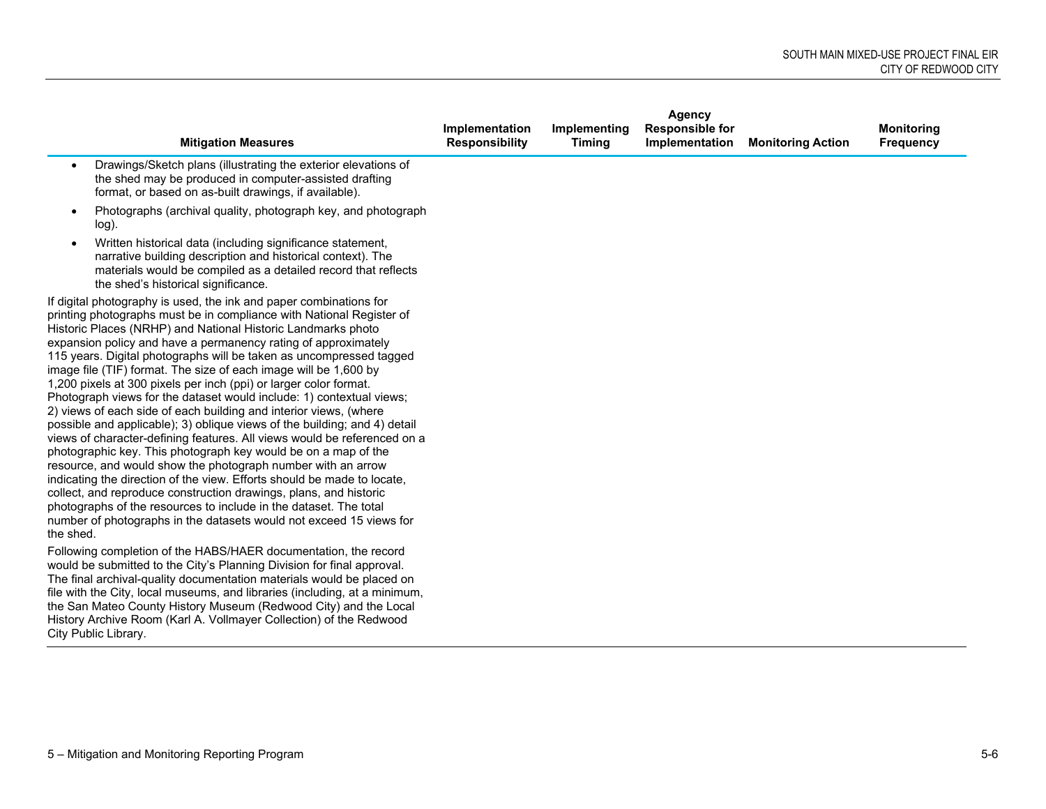| Mitigation Measures | Implementation Responsibility | Implementing Timing | Agency Responsible for Implementation | Monitoring Action | Monitoring Frequency |
|---|---|---|---|---|---|
| • Drawings/Sketch plans (illustrating the exterior elevations of the shed may be produced in computer-assisted drafting format, or based on as-built drawings, if available).<br>• Photographs (archival quality, photograph key, and photograph log).<br>• Written historical data (including significance statement, narrative building description and historical context). The materials would be compiled as a detailed record that reflects the shed's historical significance.<br><br>If digital photography is used, the ink and paper combinations for printing photographs must be in compliance with National Register of Historic Places (NRHP) and National Historic Landmarks photo expansion policy and have a permanency rating of approximately 115 years. Digital photographs will be taken as uncompressed tagged image file (TIF) format. The size of each image will be 1,600 by 1,200 pixels at 300 pixels per inch (ppi) or larger color format. Photograph views for the dataset would include: 1) contextual views; 2) views of each side of each building and interior views, (where possible and applicable); 3) oblique views of the building; and 4) detail views of character-defining features. All views would be referenced on a photographic key. This photograph key would be on a map of the resource, and would show the photograph number with an arrow indicating the direction of the view. Efforts should be made to locate, collect, and reproduce construction drawings, plans, and historic photographs of the resources to include in the dataset. The total number of photographs in the datasets would not exceed 15 views for the shed.<br><br>Following completion of the HABS/HAER documentation, the record would be submitted to the City's Planning Division for final approval. The final archival-quality documentation materials would be placed on file with the City, local museums, and libraries (including, at a minimum, the San Mateo County History Museum (Redwood City) and the Local History Archive Room (Karl A. Vollmayer Collection) of the Redwood City Public Library. | | | | | |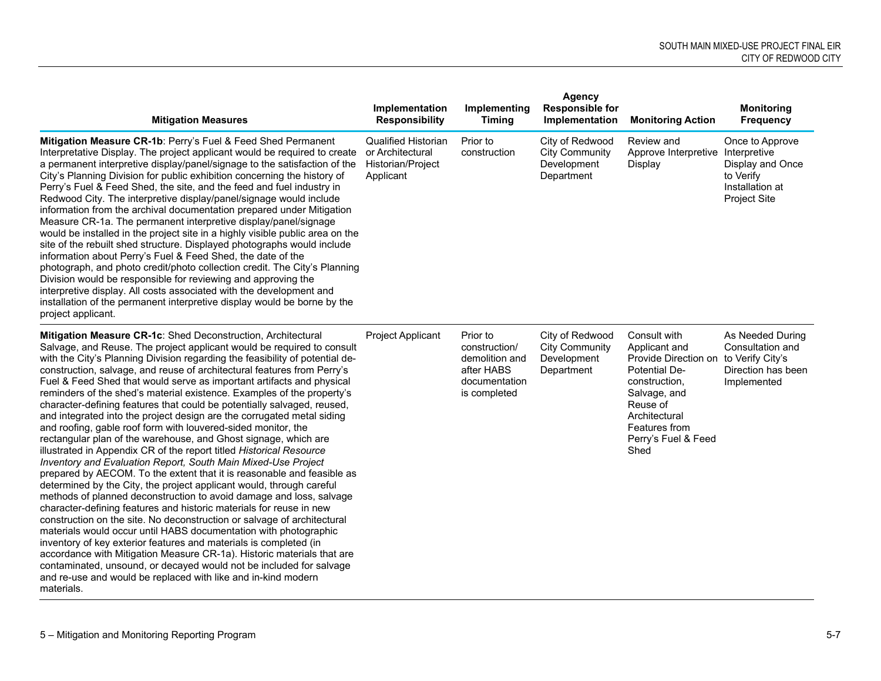| Mitigation Measures | Implementation Responsibility | Implementing Timing | Agency Responsible for Implementation | Monitoring Action | Monitoring Frequency |
|---|---|---|---|---|---|
| **Mitigation Measure CR-1b**: Perry's Fuel & Feed Shed Permanent Interpretative Display. The project applicant would be required to create a permanent interpretive display/panel/signage to the satisfaction of the City's Planning Division for public exhibition concerning the history of Perry's Fuel & Feed Shed, the site, and the feed and fuel industry in Redwood City. The interpretive display/panel/signage would include information from the archival documentation prepared under Mitigation Measure CR-1a. The permanent interpretive display/panel/signage would be installed in the project site in a highly visible public area on the site of the rebuilt shed structure. Displayed photographs would include information about Perry's Fuel & Feed Shed, the date of the photograph, and photo credit/photo collection credit. The City's Planning Division would be responsible for reviewing and approving the interpretive display. All costs associated with the development and installation of the permanent interpretive display would be borne by the project applicant. | Qualified Historian or Architectural Historian/Project Applicant | Prior to construction | City of Redwood City Community Development Department | Review and Approve Interpretive Display | Once to Approve Interpretive Display and Once to Verify Installation at Project Site |
| **Mitigation Measure CR-1c**: Shed Deconstruction, Architectural Salvage, and Reuse. The project applicant would be required to consult with the City's Planning Division regarding the feasibility of potential de-construction, salvage, and reuse of architectural features from Perry's Fuel & Feed Shed that would serve as important artifacts and physical reminders of the shed's material existence. Examples of the property's character-defining features that could be potentially salvaged, reused, and integrated into the project design are the corrugated metal siding and roofing, gable roof form with louvered-sided monitor, the rectangular plan of the warehouse, and Ghost signage, which are illustrated in Appendix CR of the report titled *Historical Resource Inventory and Evaluation Report, South Main Mixed-Use Project* prepared by AECOM. To the extent that it is reasonable and feasible as determined by the City, the project applicant would, through careful methods of planned deconstruction to avoid damage and loss, salvage character-defining features and historic materials for reuse in new construction on the site. No deconstruction or salvage of architectural materials would occur until HABS documentation with photographic inventory of key exterior features and materials is completed (in accordance with Mitigation Measure CR-1a). Historic materials that are contaminated, unsound, or decayed would not be included for salvage and re-use and would be replaced with like and in-kind modern materials. | Project Applicant | Prior to construction/ demolition and after HABS documentation is completed | City of Redwood City Community Development Department | Consult with Applicant and Provide Direction on Potential De-construction, Salvage, and Reuse of Architectural Features from Perry's Fuel & Feed Shed | As Needed During Consultation and to Verify City's Direction has been Implemented |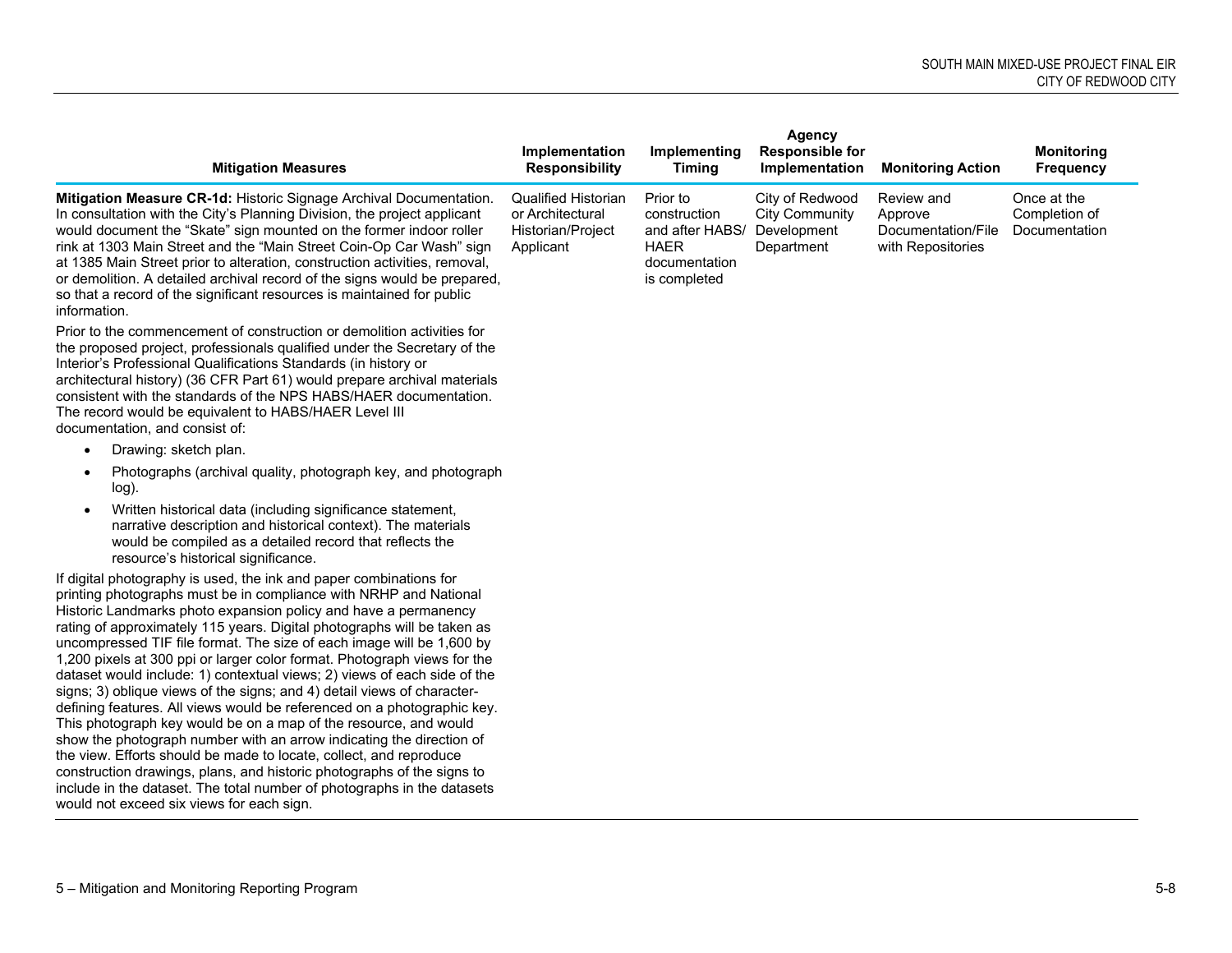| Mitigation Measures | Implementation Responsibility | Implementing Timing | Agency Responsible for Implementation | Monitoring Action | Monitoring Frequency |
|---|---|---|---|---|---|
| **Mitigation Measure CR-1d:** Historic Signage Archival Documentation. In consultation with the City's Planning Division, the project applicant would document the "Skate" sign mounted on the former indoor roller rink at 1303 Main Street and the "Main Street Coin-Op Car Wash" sign at 1385 Main Street prior to alteration, construction activities, removal, or demolition. A detailed archival record of the signs would be prepared, so that a record of the significant resources is maintained for public information.<br><br>Prior to the commencement of construction or demolition activities for the proposed project, professionals qualified under the Secretary of the Interior's Professional Qualifications Standards (in history or architectural history) (36 CFR Part 61) would prepare archival materials consistent with the standards of the NPS HABS/HAER documentation. The record would be equivalent to HABS/HAER Level III documentation, and consist of:<br>• Drawing: sketch plan.<br>• Photographs (archival quality, photograph key, and photograph log).<br>• Written historical data (including significance statement, narrative description and historical context). The materials would be compiled as a detailed record that reflects the resource's historical significance.<br><br>If digital photography is used, the ink and paper combinations for printing photographs must be in compliance with NRHP and National Historic Landmarks photo expansion policy and have a permanency rating of approximately 115 years. Digital photographs will be taken as uncompressed TIF file format. The size of each image will be 1,600 by 1,200 pixels at 300 ppi or larger color format. Photograph views for the dataset would include: 1) contextual views; 2) views of each side of the signs; 3) oblique views of the signs; and 4) detail views of character-defining features. All views would be referenced on a photographic key. This photograph key would be on a map of the resource, and would show the photograph number with an arrow indicating the direction of the view. Efforts should be made to locate, collect, and reproduce construction drawings, plans, and historic photographs of the signs to include in the dataset. The total number of photographs in the datasets would not exceed six views for each sign. | Qualified Historian or Architectural Historian/Project Applicant | Prior to construction and after HABS/HAER documentation is completed | City of Redwood City Community Development Department | Review and Approve Documentation/File with Repositories | Once at the Completion of Documentation |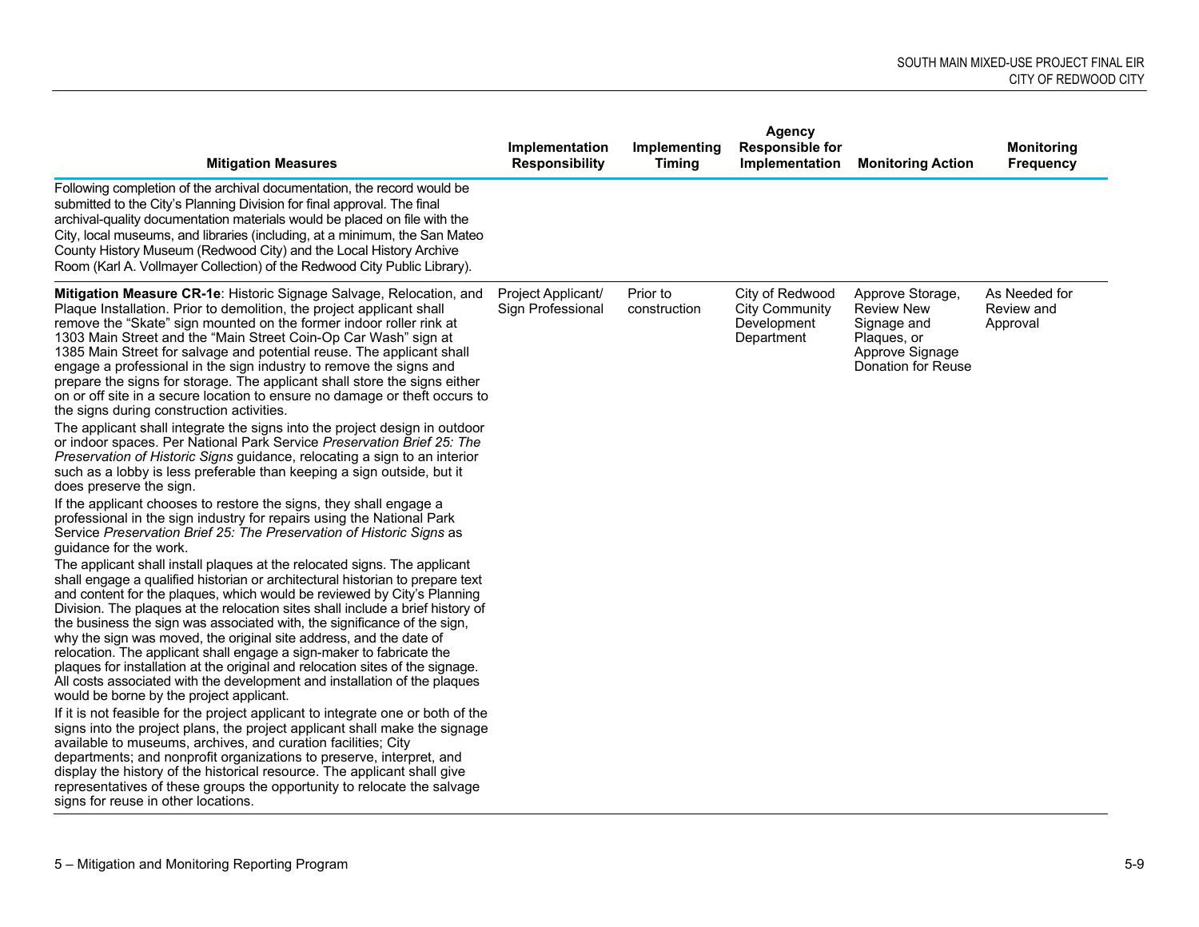| Mitigation Measures | Implementation Responsibility | Implementing Timing | Agency Responsible for Implementation | Monitoring Action | Monitoring Frequency |
|---|---|---|---|---|---|
| Following completion of the archival documentation, the record would be submitted to the City's Planning Division for final approval. The final archival-quality documentation materials would be placed on file with the City, local museums, and libraries (including, at a minimum, the San Mateo County History Museum (Redwood City) and the Local History Archive Room (Karl A. Vollmayer Collection) of the Redwood City Public Library). | | | | | |
| **Mitigation Measure CR-1e**: Historic Signage Salvage, Relocation, and Plaque Installation. Prior to demolition, the project applicant shall remove the "Skate" sign mounted on the former indoor roller rink at 1303 Main Street and the "Main Street Coin-Op Car Wash" sign at 1385 Main Street for salvage and potential reuse. The applicant shall engage a professional in the sign industry to remove the signs and prepare the signs for storage. The applicant shall store the signs either on or off site in a secure location to ensure no damage or theft occurs to the signs during construction activities.<br>The applicant shall integrate the signs into the project design in outdoor or indoor spaces. Per National Park Service *Preservation Brief 25: The Preservation of Historic Signs* guidance, relocating a sign to an interior such as a lobby is less preferable than keeping a sign outside, but it does preserve the sign.<br>If the applicant chooses to restore the signs, they shall engage a professional in the sign industry for repairs using the National Park Service *Preservation Brief 25: The Preservation of Historic Signs* as guidance for the work.<br>The applicant shall install plaques at the relocated signs. The applicant shall engage a qualified historian or architectural historian to prepare text and content for the plaques, which would be reviewed by City's Planning Division. The plaques at the relocation sites shall include a brief history of the business the sign was associated with, the significance of the sign, why the sign was moved, the original site address, and the date of relocation. The applicant shall engage a sign-maker to fabricate the plaques for installation at the original and relocation sites of the signage. All costs associated with the development and installation of the plaques would be borne by the project applicant.<br>If it is not feasible for the project applicant to integrate one or both of the signs into the project plans, the project applicant shall make the signage available to museums, archives, and curation facilities; City departments; and nonprofit organizations to preserve, interpret, and display the history of the historical resource. The applicant shall give representatives of these groups the opportunity to relocate the salvage signs for reuse in other locations. | Project Applicant/ Sign Professional | Prior to construction | City of Redwood City Community Development Department | Approve Storage, Review New Signage and Plaques, or Approve Signage Donation for Reuse | As Needed for Review and Approval |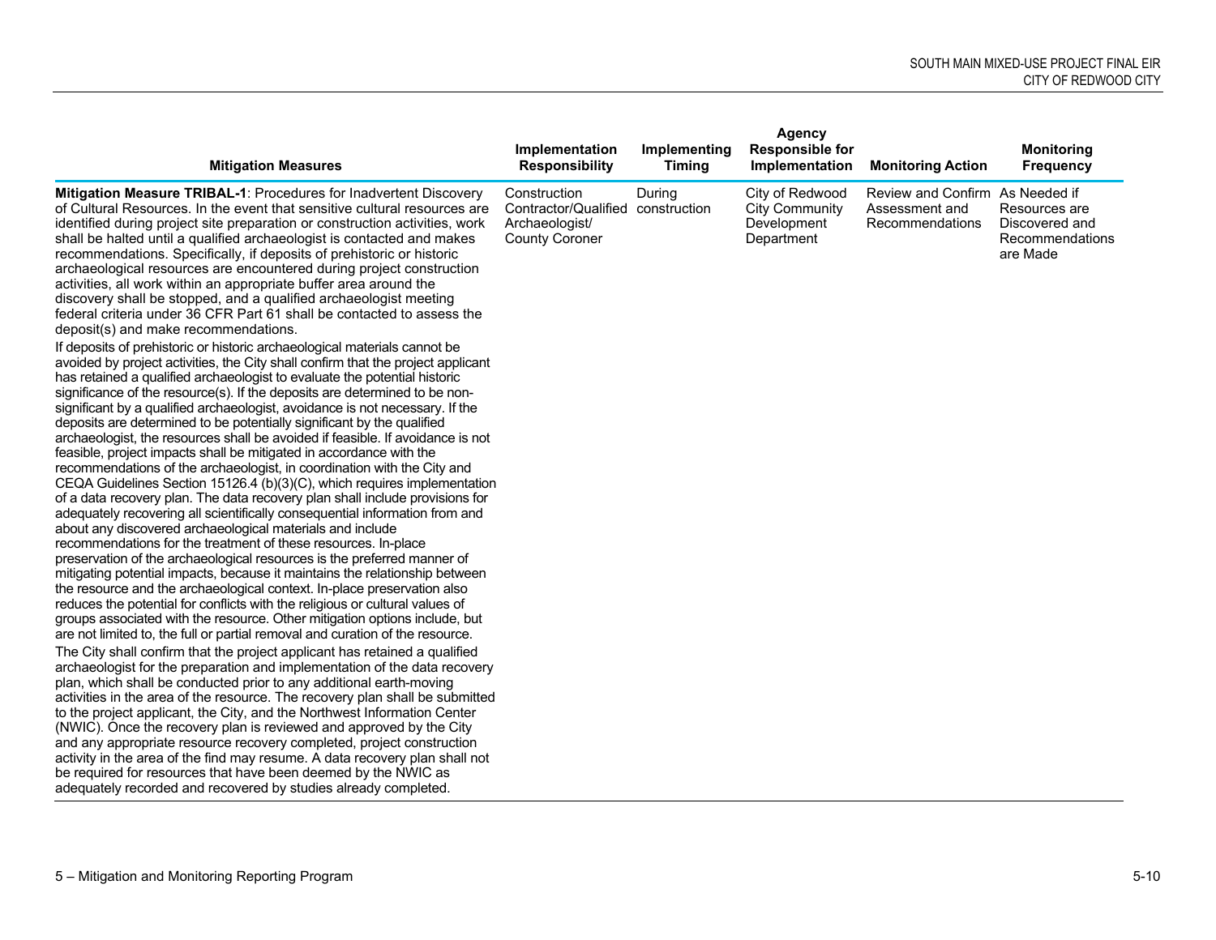| Mitigation Measures | Implementation Responsibility | Implementing Timing | Agency Responsible for Implementation | Monitoring Action | Monitoring Frequency |
|---|---|---|---|---|---|
| **Mitigation Measure TRIBAL-1**: Procedures for Inadvertent Discovery of Cultural Resources. In the event that sensitive cultural resources are identified during project site preparation or construction activities, work shall be halted until a qualified archaeologist is contacted and makes recommendations. Specifically, if deposits of prehistoric or historic archaeological resources are encountered during project construction activities, all work within an appropriate buffer area around the discovery shall be stopped, and a qualified archaeologist meeting federal criteria under 36 CFR Part 61 shall be contacted to assess the deposit(s) and make recommendations.<br>If deposits of prehistoric or historic archaeological materials cannot be avoided by project activities, the City shall confirm that the project applicant has retained a qualified archaeologist to evaluate the potential historic significance of the resource(s). If the deposits are determined to be non-significant by a qualified archaeologist, avoidance is not necessary. If the deposits are determined to be potentially significant by the qualified archaeologist, the resources shall be avoided if feasible. If avoidance is not feasible, project impacts shall be mitigated in accordance with the recommendations of the archaeologist, in coordination with the City and CEQA Guidelines Section 15126.4 (b)(3)(C), which requires implementation of a data recovery plan. The data recovery plan shall include provisions for adequately recovering all scientifically consequential information from and about any discovered archaeological materials and include recommendations for the treatment of these resources. In-place preservation of the archaeological resources is the preferred manner of mitigating potential impacts, because it maintains the relationship between the resource and the archaeological context. In-place preservation also reduces the potential for conflicts with the religious or cultural values of groups associated with the resource. Other mitigation options include, but are not limited to, the full or partial removal and curation of the resource.<br>The City shall confirm that the project applicant has retained a qualified archaeologist for the preparation and implementation of the data recovery plan, which shall be conducted prior to any additional earth-moving activities in the area of the resource. The recovery plan shall be submitted to the project applicant, the City, and the Northwest Information Center (NWIC). Once the recovery plan is reviewed and approved by the City and any appropriate resource recovery completed, project construction activity in the area of the find may resume. A data recovery plan shall not be required for resources that have been deemed by the NWIC as adequately recorded and recovered by studies already completed. | Construction Contractor/Qualified Archaeologist/ County Coroner | During construction | City of Redwood City Community Development Department | Review and Confirm Assessment and Recommendations | As Needed if Resources are Discovered and Recommendations are Made |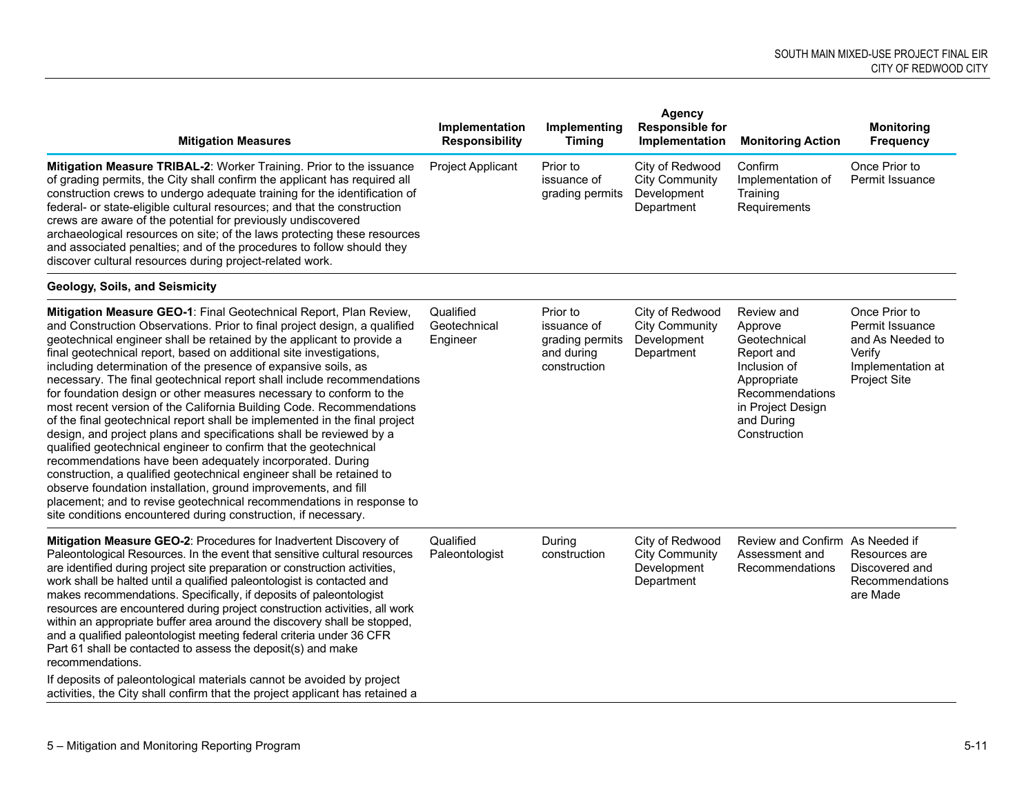| Mitigation Measures | Implementation Responsibility | Implementing Timing | Agency Responsible for Implementation | Monitoring Action | Monitoring Frequency |
|---|---|---|---|---|---|
| **Mitigation Measure TRIBAL-2**: Worker Training. Prior to the issuance of grading permits, the City shall confirm the applicant has required all construction crews to undergo adequate training for the identification of federal- or state-eligible cultural resources; and that the construction crews are aware of the potential for previously undiscovered archaeological resources on site; of the laws protecting these resources and associated penalties; and of the procedures to follow should they discover cultural resources during project-related work. | Project Applicant | Prior to issuance of grading permits | City of Redwood City Community Development Department | Confirm Implementation of Training Requirements | Once Prior to Permit Issuance |
| **Geology, Soils, and Seismicity** | | | | | |
| **Mitigation Measure GEO-1**: Final Geotechnical Report, Plan Review, and Construction Observations. Prior to final project design, a qualified geotechnical engineer shall be retained by the applicant to provide a final geotechnical report, based on additional site investigations, including determination of the presence of expansive soils, as necessary. The final geotechnical report shall include recommendations for foundation design or other measures necessary to conform to the most recent version of the California Building Code. Recommendations of the final geotechnical report shall be implemented in the final project design, and project plans and specifications shall be reviewed by a qualified geotechnical engineer to confirm that the geotechnical recommendations have been adequately incorporated. During construction, a qualified geotechnical engineer shall be retained to observe foundation installation, ground improvements, and fill placement; and to revise geotechnical recommendations in response to site conditions encountered during construction, if necessary. | Qualified Geotechnical Engineer | Prior to issuance of grading permits and during construction | City of Redwood City Community Development Department | Review and Approve Geotechnical Report and Inclusion of Appropriate Recommendations in Project Design and During Construction | Once Prior to Permit Issuance and As Needed to Verify Implementation at Project Site |
| **Mitigation Measure GEO-2**: Procedures for Inadvertent Discovery of Paleontological Resources. In the event that sensitive cultural resources are identified during project site preparation or construction activities, work shall be halted until a qualified paleontologist is contacted and makes recommendations. Specifically, if deposits of paleontologist resources are encountered during project construction activities, all work within an appropriate buffer area around the discovery shall be stopped, and a qualified paleontologist meeting federal criteria under 36 CFR Part 61 shall be contacted to assess the deposit(s) and make recommendations.<br><br>If deposits of paleontological materials cannot be avoided by project activities, the City shall confirm that the project applicant has retained a | Qualified Paleontologist | During construction | City of Redwood City Community Development Department | Review and Confirm Assessment and Recommendations | As Needed if Resources are Discovered and Recommendations are Made |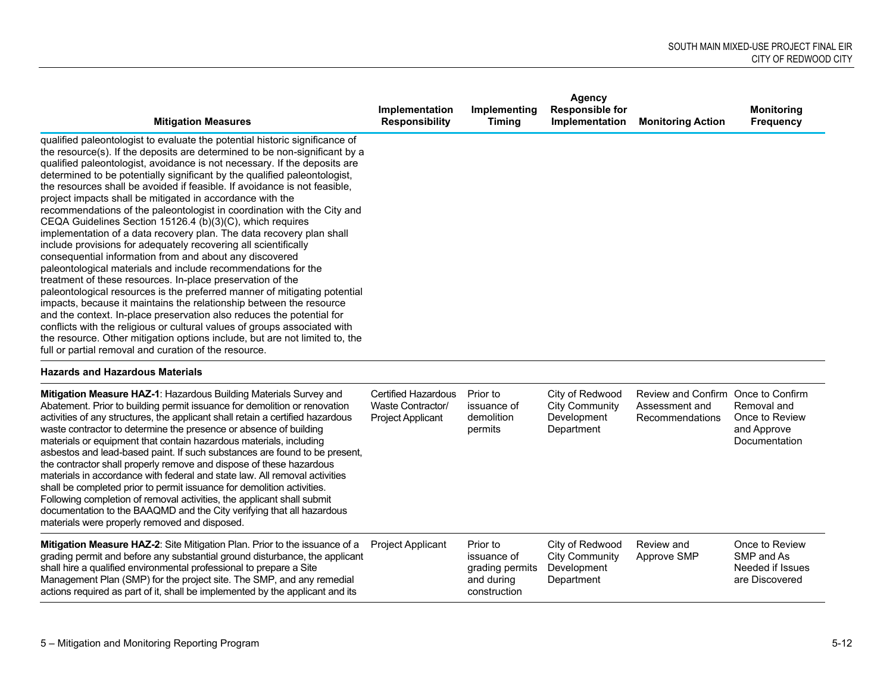| Mitigation Measures | Implementation Responsibility | Implementing Timing | Agency Responsible for Implementation | Monitoring Action | Monitoring Frequency |
|---|---|---|---|---|---|
| qualified paleontologist to evaluate the potential historic significance of the resource(s). If the deposits are determined to be non-significant by a qualified paleontologist, avoidance is not necessary. If the deposits are determined to be potentially significant by the qualified paleontologist, the resources shall be avoided if feasible. If avoidance is not feasible, project impacts shall be mitigated in accordance with the recommendations of the paleontologist in coordination with the City and CEQA Guidelines Section 15126.4 (b)(3)(C), which requires implementation of a data recovery plan. The data recovery plan shall include provisions for adequately recovering all scientifically consequential information from and about any discovered paleontological materials and include recommendations for the treatment of these resources. In-place preservation of the paleontological resources is the preferred manner of mitigating potential impacts, because it maintains the relationship between the resource and the context. In-place preservation also reduces the potential for conflicts with the religious or cultural values of groups associated with the resource. Other mitigation options include, but are not limited to, the full or partial removal and curation of the resource. | | | | | |
| **Hazards and Hazardous Materials** | | | | | |
| **Mitigation Measure HAZ-1**: Hazardous Building Materials Survey and Abatement. Prior to building permit issuance for demolition or renovation activities of any structures, the applicant shall retain a certified hazardous waste contractor to determine the presence or absence of building materials or equipment that contain hazardous materials, including asbestos and lead-based paint. If such substances are found to be present, the contractor shall properly remove and dispose of these hazardous materials in accordance with federal and state law. All removal activities shall be completed prior to permit issuance for demolition activities. Following completion of removal activities, the applicant shall submit documentation to the BAAQMD and the City verifying that all hazardous materials were properly removed and disposed. | Certified Hazardous Waste Contractor/ Project Applicant | Prior to issuance of demolition permits | City of Redwood City Community Development Department | Review and Confirm Assessment and Recommendations | Once to Confirm Removal and Once to Review and Approve Documentation |
| **Mitigation Measure HAZ-2**: Site Mitigation Plan. Prior to the issuance of a grading permit and before any substantial ground disturbance, the applicant shall hire a qualified environmental professional to prepare a Site Management Plan (SMP) for the project site. The SMP, and any remedial actions required as part of it, shall be implemented by the applicant and its | Project Applicant | Prior to issuance of grading permits and during construction | City of Redwood City Community Development Department | Review and Approve SMP | Once to Review SMP and As Needed if Issues are Discovered |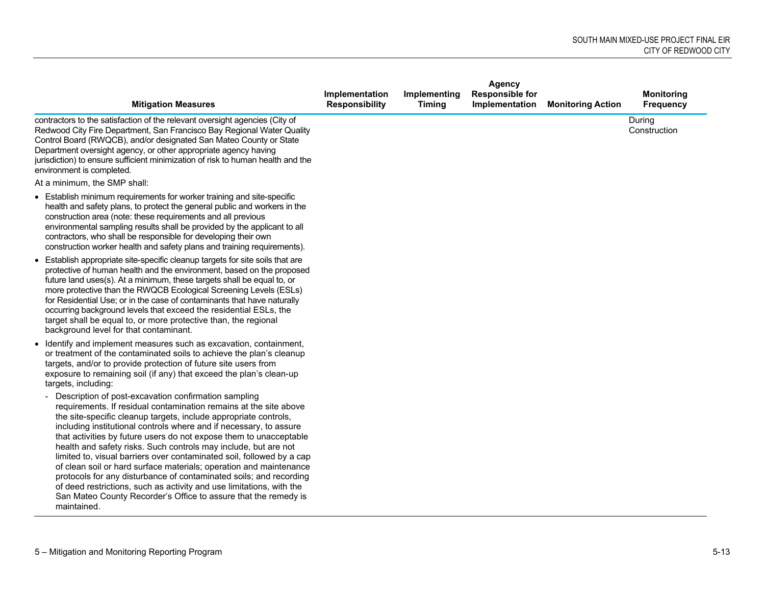| Mitigation Measures | Implementation Responsibility | Implementing Timing | Agency Responsible for Implementation | Monitoring Action | Monitoring Frequency |
|---|---|---|---|---|---|
| contractors to the satisfaction of the relevant oversight agencies (City of Redwood City Fire Department, San Francisco Bay Regional Water Quality Control Board (RWQCB), and/or designated San Mateo County or State Department oversight agency, or other appropriate agency having jurisdiction) to ensure sufficient minimization of risk to human health and the environment is completed.<br><br>At a minimum, the SMP shall:<br><br>• Establish minimum requirements for worker training and site-specific health and safety plans, to protect the general public and workers in the construction area (note: these requirements and all previous environmental sampling results shall be provided by the applicant to all contractors, who shall be responsible for developing their own construction worker health and safety plans and training requirements).<br><br>• Establish appropriate site-specific cleanup targets for site soils that are protective of human health and the environment, based on the proposed future land uses(s). At a minimum, these targets shall be equal to, or more protective than the RWQCB Ecological Screening Levels (ESLs) for Residential Use; or in the case of contaminants that have naturally occurring background levels that exceed the residential ESLs, the target shall be equal to, or more protective than, the regional background level for that contaminant.<br><br>• Identify and implement measures such as excavation, containment, or treatment of the contaminated soils to achieve the plan's cleanup targets, and/or to provide protection of future site users from exposure to remaining soil (if any) that exceed the plan's clean-up targets, including:<br><br>- Description of post-excavation confirmation sampling requirements. If residual contamination remains at the site above the site-specific cleanup targets, include appropriate controls, including institutional controls where and if necessary, to assure that activities by future users do not expose them to unacceptable health and safety risks. Such controls may include, but are not limited to, visual barriers over contaminated soil, followed by a cap of clean soil or hard surface materials; operation and maintenance protocols for any disturbance of contaminated soils; and recording of deed restrictions, such as activity and use limitations, with the San Mateo County Recorder's Office to assure that the remedy is maintained. | | | | | During Construction |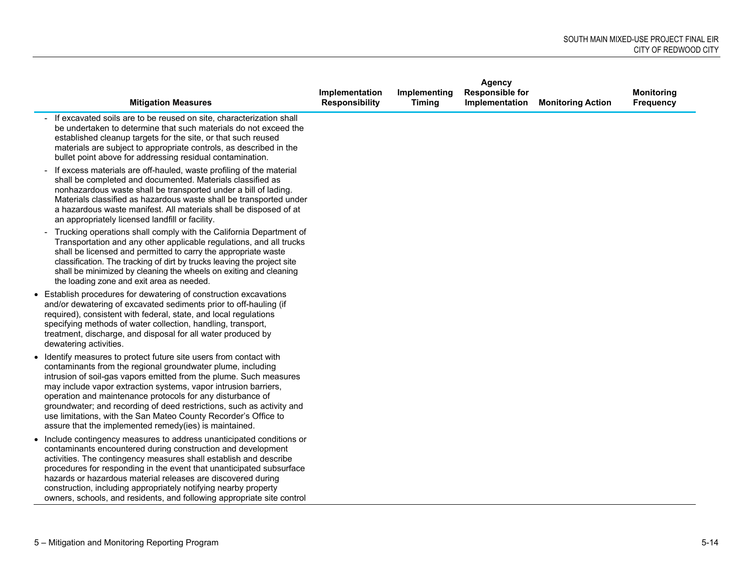| Mitigation Measures | Implementation Responsibility | Implementing Timing | Agency Responsible for Implementation | Monitoring Action | Monitoring Frequency |
|---|---|---|---|---|---|
| - If excavated soils are to be reused on site, characterization shall be undertaken to determine that such materials do not exceed the established cleanup targets for the site, or that such reused materials are subject to appropriate controls, as described in the bullet point above for addressing residual contamination.<br>- If excess materials are off-hauled, waste profiling of the material shall be completed and documented. Materials classified as nonhazardous waste shall be transported under a bill of lading. Materials classified as hazardous waste shall be transported under a hazardous waste manifest. All materials shall be disposed of at an appropriately licensed landfill or facility.<br>- Trucking operations shall comply with the California Department of Transportation and any other applicable regulations, and all trucks shall be licensed and permitted to carry the appropriate waste classification. The tracking of dirt by trucks leaving the project site shall be minimized by cleaning the wheels on exiting and cleaning the loading zone and exit area as needed.<br>• Establish procedures for dewatering of construction excavations and/or dewatering of excavated sediments prior to off-hauling (if required), consistent with federal, state, and local regulations specifying methods of water collection, handling, transport, treatment, discharge, and disposal for all water produced by dewatering activities.<br>• Identify measures to protect future site users from contact with contaminants from the regional groundwater plume, including intrusion of soil-gas vapors emitted from the plume. Such measures may include vapor extraction systems, vapor intrusion barriers, operation and maintenance protocols for any disturbance of groundwater; and recording of deed restrictions, such as activity and use limitations, with the San Mateo County Recorder's Office to assure that the implemented remedy(ies) is maintained.<br>• Include contingency measures to address unanticipated conditions or contaminants encountered during construction and development activities. The contingency measures shall establish and describe procedures for responding in the event that unanticipated subsurface hazards or hazardous material releases are discovered during construction, including appropriately notifying nearby property owners, schools, and residents, and following appropriate site control | | | | | |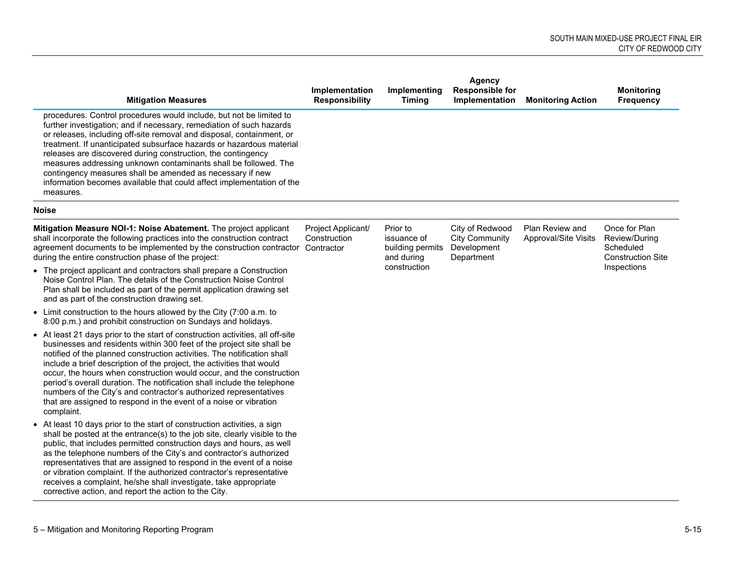| Mitigation Measures | Implementation Responsibility | Implementing Timing | Agency Responsible for Implementation | Monitoring Action | Monitoring Frequency |
|---|---|---|---|---|---|
| procedures. Control procedures would include, but not be limited to further investigation; and if necessary, remediation of such hazards or releases, including off-site removal and disposal, containment, or treatment. If unanticipated subsurface hazards or hazardous material releases are discovered during construction, the contingency measures addressing unknown contaminants shall be followed. The contingency measures shall be amended as necessary if new information becomes available that could affect implementation of the measures. | | | | | |
| **Noise** | | | | | |
| **Mitigation Measure NOI-1: Noise Abatement.** The project applicant shall incorporate the following practices into the construction contract agreement documents to be implemented by the construction contractor during the entire construction phase of the project: <br>• The project applicant and contractors shall prepare a Construction Noise Control Plan. The details of the Construction Noise Control Plan shall be included as part of the permit application drawing set and as part of the construction drawing set. <br>• Limit construction to the hours allowed by the City (7:00 a.m. to 8:00 p.m.) and prohibit construction on Sundays and holidays. <br>• At least 21 days prior to the start of construction activities, all off-site businesses and residents within 300 feet of the project site shall be notified of the planned construction activities. The notification shall include a brief description of the project, the activities that would occur, the hours when construction would occur, and the construction period's overall duration. The notification shall include the telephone numbers of the City's and contractor's authorized representatives that are assigned to respond in the event of a noise or vibration complaint. <br>• At least 10 days prior to the start of construction activities, a sign shall be posted at the entrance(s) to the job site, clearly visible to the public, that includes permitted construction days and hours, as well as the telephone numbers of the City's and contractor's authorized representatives that are assigned to respond in the event of a noise or vibration complaint. If the authorized contractor's representative receives a complaint, he/she shall investigate, take appropriate corrective action, and report the action to the City. | Project Applicant/ Construction Contractor | Prior to issuance of building permits and during construction | City of Redwood City Community Development Department | Plan Review and Approval/Site Visits | Once for Plan Review/During Scheduled Construction Site Inspections |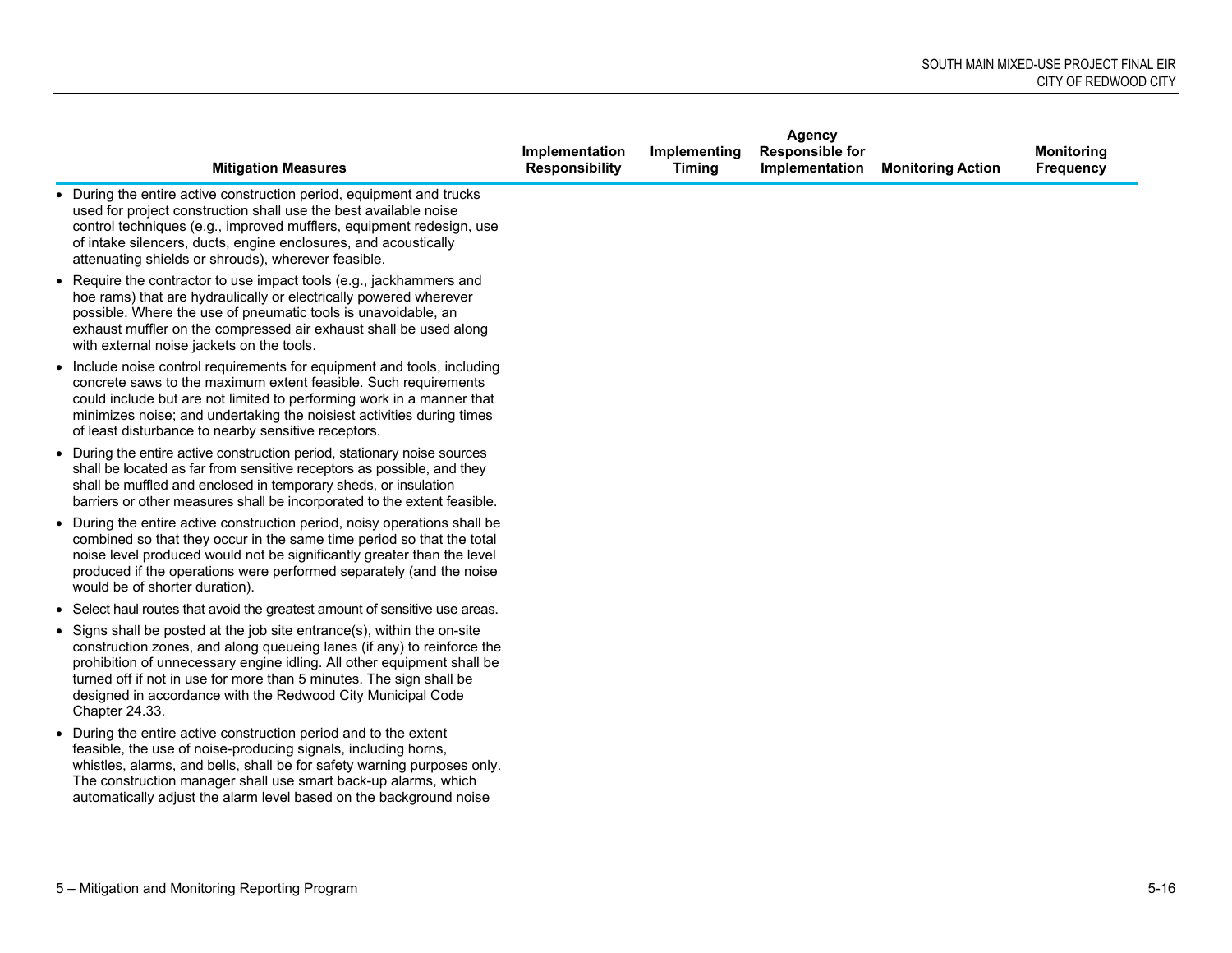| Mitigation Measures | Implementation Responsibility | Implementing Timing | Agency Responsible for Implementation | Monitoring Action | Monitoring Frequency |
|---|---|---|---|---|---|
| • During the entire active construction period, equipment and trucks used for project construction shall use the best available noise control techniques (e.g., improved mufflers, equipment redesign, use of intake silencers, ducts, engine enclosures, and acoustically attenuating shields or shrouds), wherever feasible.<br>• Require the contractor to use impact tools (e.g., jackhammers and hoe rams) that are hydraulically or electrically powered wherever possible. Where the use of pneumatic tools is unavoidable, an exhaust muffler on the compressed air exhaust shall be used along with external noise jackets on the tools.<br>• Include noise control requirements for equipment and tools, including concrete saws to the maximum extent feasible. Such requirements could include but are not limited to performing work in a manner that minimizes noise; and undertaking the noisiest activities during times of least disturbance to nearby sensitive receptors.<br>• During the entire active construction period, stationary noise sources shall be located as far from sensitive receptors as possible, and they shall be muffled and enclosed in temporary sheds, or insulation barriers or other measures shall be incorporated to the extent feasible.<br>• During the entire active construction period, noisy operations shall be combined so that they occur in the same time period so that the total noise level produced would not be significantly greater than the level produced if the operations were performed separately (and the noise would be of shorter duration).<br>• Select haul routes that avoid the greatest amount of sensitive use areas.<br>• Signs shall be posted at the job site entrance(s), within the on-site construction zones, and along queueing lanes (if any) to reinforce the prohibition of unnecessary engine idling. All other equipment shall be turned off if not in use for more than 5 minutes. The sign shall be designed in accordance with the Redwood City Municipal Code Chapter 24.33.<br>• During the entire active construction period and to the extent feasible, the use of noise-producing signals, including horns, whistles, alarms, and bells, shall be for safety warning purposes only. The construction manager shall use smart back-up alarms, which automatically adjust the alarm level based on the background noise | | | | | |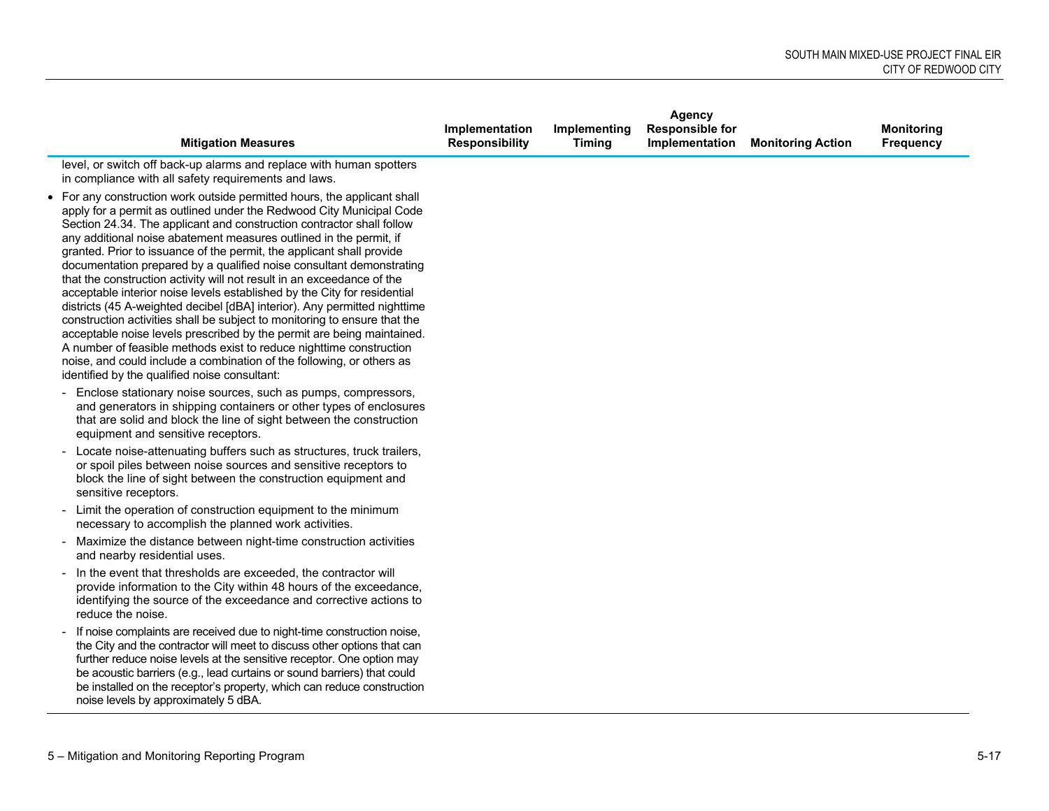| Mitigation Measures | Implementation Responsibility | Implementing Timing | Agency Responsible for Implementation | Monitoring Action | Monitoring Frequency |
|---|---|---|---|---|---|
| level, or switch off back-up alarms and replace with human spotters in compliance with all safety requirements and laws.<br>• For any construction work outside permitted hours, the applicant shall apply for a permit as outlined under the Redwood City Municipal Code Section 24.34. The applicant and construction contractor shall follow any additional noise abatement measures outlined in the permit, if granted. Prior to issuance of the permit, the applicant shall provide documentation prepared by a qualified noise consultant demonstrating that the construction activity will not result in an exceedance of the acceptable interior noise levels established by the City for residential districts (45 A-weighted decibel [dBA] interior). Any permitted nighttime construction activities shall be subject to monitoring to ensure that the acceptable noise levels prescribed by the permit are being maintained. A number of feasible methods exist to reduce nighttime construction noise, and could include a combination of the following, or others as identified by the qualified noise consultant:<br>- Enclose stationary noise sources, such as pumps, compressors, and generators in shipping containers or other types of enclosures that are solid and block the line of sight between the construction equipment and sensitive receptors.<br>- Locate noise-attenuating buffers such as structures, truck trailers, or spoil piles between noise sources and sensitive receptors to block the line of sight between the construction equipment and sensitive receptors.<br>- Limit the operation of construction equipment to the minimum necessary to accomplish the planned work activities.<br>- Maximize the distance between night-time construction activities and nearby residential uses.<br>- In the event that thresholds are exceeded, the contractor will provide information to the City within 48 hours of the exceedance, identifying the source of the exceedance and corrective actions to reduce the noise.<br>- If noise complaints are received due to night-time construction noise, the City and the contractor will meet to discuss other options that can further reduce noise levels at the sensitive receptor. One option may be acoustic barriers (e.g., lead curtains or sound barriers) that could be installed on the receptor's property, which can reduce construction noise levels by approximately 5 dBA. | | | | | |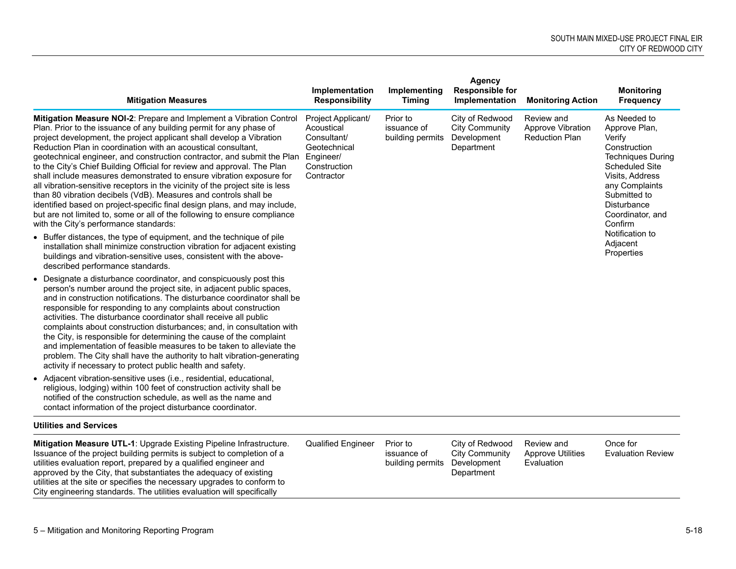| Mitigation Measures | Implementation Responsibility | Implementing Timing | Agency Responsible for Implementation | Monitoring Action | Monitoring Frequency |
|---|---|---|---|---|---|
| **Mitigation Measure NOI-2**: Prepare and Implement a Vibration Control Plan. Prior to the issuance of any building permit for any phase of project development, the project applicant shall develop a Vibration Reduction Plan in coordination with an acoustical consultant, geotechnical engineer, and construction contractor, and submit the Plan to the City's Chief Building Official for review and approval. The Plan shall include measures demonstrated to ensure vibration exposure for all vibration-sensitive receptors in the vicinity of the project site is less than 80 vibration decibels (VdB). Measures and controls shall be identified based on project-specific final design plans, and may include, but are not limited to, some or all of the following to ensure compliance with the City's performance standards:<br>• Buffer distances, the type of equipment, and the technique of pile installation shall minimize construction vibration for adjacent existing buildings and vibration-sensitive uses, consistent with the above-described performance standards.<br>• Designate a disturbance coordinator, and conspicuously post this person's number around the project site, in adjacent public spaces, and in construction notifications. The disturbance coordinator shall be responsible for responding to any complaints about construction activities. The disturbance coordinator shall receive all public complaints about construction disturbances; and, in consultation with the City, is responsible for determining the cause of the complaint and implementation of feasible measures to be taken to alleviate the problem. The City shall have the authority to halt vibration-generating activity if necessary to protect public health and safety.<br>• Adjacent vibration-sensitive uses (i.e., residential, educational, religious, lodging) within 100 feet of construction activity shall be notified of the construction schedule, as well as the name and contact information of the project disturbance coordinator. | Project Applicant/ Acoustical Consultant/ Geotechnical Engineer/ Construction Contractor | Prior to issuance of building permits | City of Redwood City Community Development Department | Review and Approve Vibration Reduction Plan | As Needed to Approve Plan, Verify Construction Techniques During Scheduled Site Visits, Address any Complaints Submitted to Disturbance Coordinator, and Confirm Notification to Adjacent Properties |
| **Utilities and Services** | | | | | |
| **Mitigation Measure UTL-1**: Upgrade Existing Pipeline Infrastructure. Issuance of the project building permits is subject to completion of a utilities evaluation report, prepared by a qualified engineer and approved by the City, that substantiates the adequacy of existing utilities at the site or specifies the necessary upgrades to conform to City engineering standards. The utilities evaluation will specifically | Qualified Engineer | Prior to issuance of building permits | City of Redwood City Community Development Department | Review and Approve Utilities Evaluation | Once for Evaluation Review |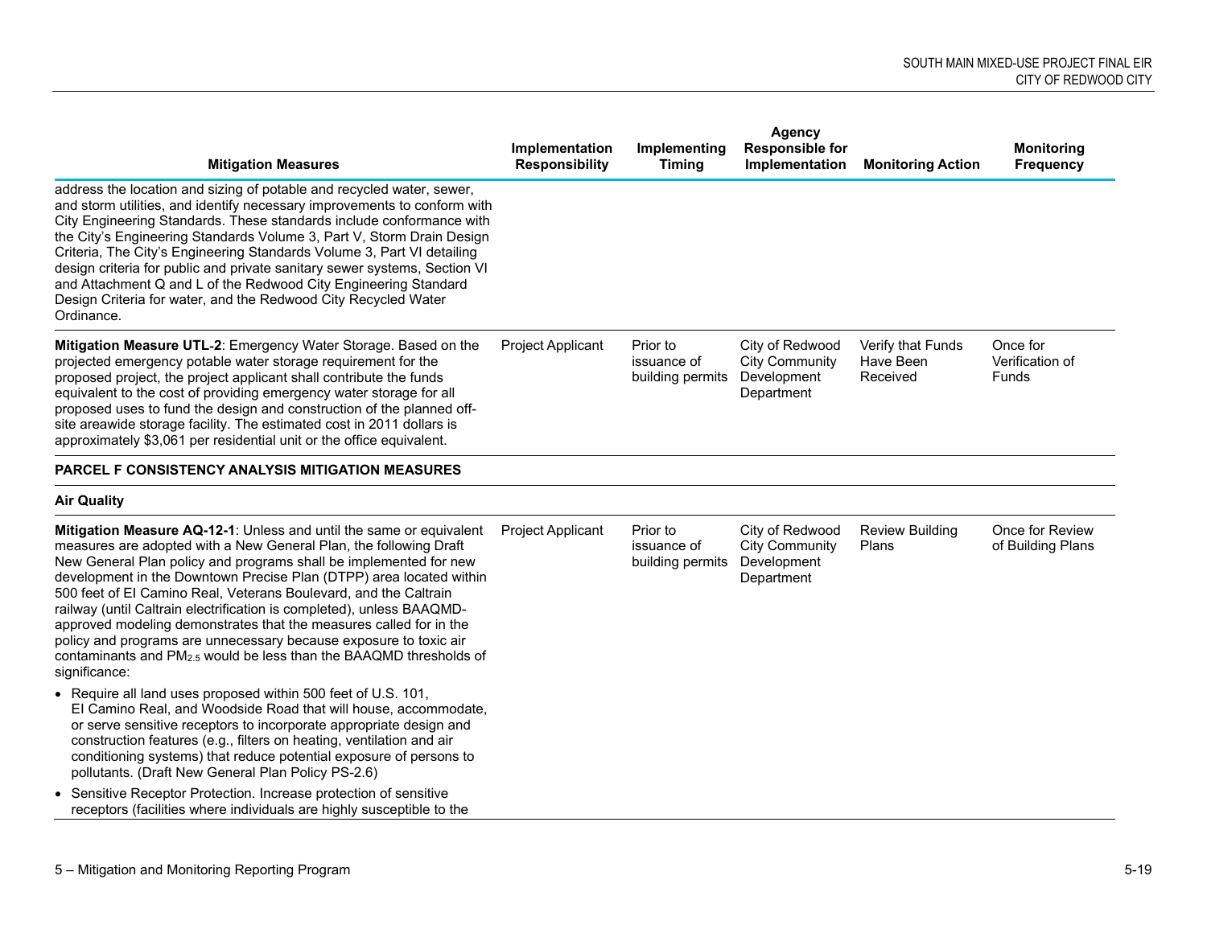| Mitigation Measures | Implementation Responsibility | Implementing Timing | Agency Responsible for Implementation | Monitoring Action | Monitoring Frequency |
|---|---|---|---|---|---|
| address the location and sizing of potable and recycled water, sewer, and storm utilities, and identify necessary improvements to conform with City Engineering Standards. These standards include conformance with the City's Engineering Standards Volume 3, Part V, Storm Drain Design Criteria, The City's Engineering Standards Volume 3, Part VI detailing design criteria for public and private sanitary sewer systems, Section VI and Attachment Q and L of the Redwood City Engineering Standard Design Criteria for water, and the Redwood City Recycled Water Ordinance. | | | | | |
| **Mitigation Measure UTL-2**: Emergency Water Storage. Based on the projected emergency potable water storage requirement for the proposed project, the project applicant shall contribute the funds equivalent to the cost of providing emergency water storage for all proposed uses to fund the design and construction of the planned off-site areawide storage facility. The estimated cost in 2011 dollars is approximately $3,061 per residential unit or the office equivalent. | Project Applicant | Prior to issuance of building permits | City of Redwood City Community Development Department | Verify that Funds Have Been Received | Once for Verification of Funds |
| **PARCEL F CONSISTENCY ANALYSIS MITIGATION MEASURES** | | | | | |
| **Air Quality** | | | | | |
| **Mitigation Measure AQ-12-1**: Unless and until the same or equivalent measures are adopted with a New General Plan, the following Draft New General Plan policy and programs shall be implemented for new development in the Downtown Precise Plan (DTPP) area located within 500 feet of El Camino Real, Veterans Boulevard, and the Caltrain railway (until Caltrain electrification is completed), unless BAAQMD-approved modeling demonstrates that the measures called for in the policy and programs are unnecessary because exposure to toxic air contaminants and $PM_{2.5}$ would be less than the BAAQMD thresholds of significance:<br>• Require all land uses proposed within 500 feet of U.S. 101, El Camino Real, and Woodside Road that will house, accommodate, or serve sensitive receptors to incorporate appropriate design and construction features (e.g., filters on heating, ventilation and air conditioning systems) that reduce potential exposure of persons to pollutants. (Draft New General Plan Policy PS-2.6)<br>• Sensitive Receptor Protection. Increase protection of sensitive receptors (facilities where individuals are highly susceptible to the | Project Applicant | Prior to issuance of building permits | City of Redwood City Community Development Department | Review Building Plans | Once for Review of Building Plans |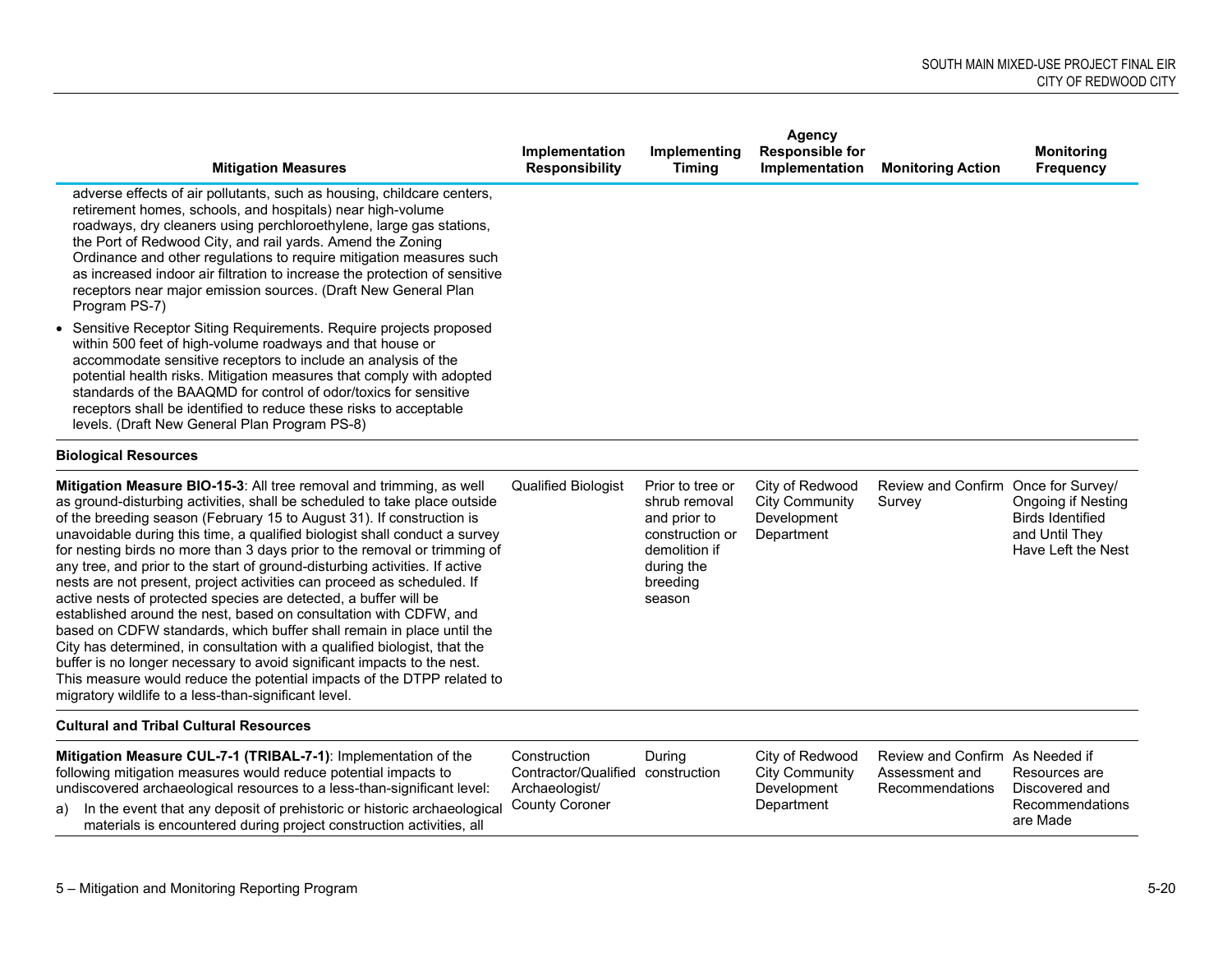| Mitigation Measures | Implementation Responsibility | Implementing Timing | Agency Responsible for Implementation | Monitoring Action | Monitoring Frequency |
|---|---|---|---|---|---|
| adverse effects of air pollutants, such as housing, childcare centers, retirement homes, schools, and hospitals) near high-volume roadways, dry cleaners using perchloroethylene, large gas stations, the Port of Redwood City, and rail yards. Amend the Zoning Ordinance and other regulations to require mitigation measures such as increased indoor air filtration to increase the protection of sensitive receptors near major emission sources. (Draft New General Plan Program PS-7)<br>• Sensitive Receptor Siting Requirements. Require projects proposed within 500 feet of high-volume roadways and that house or accommodate sensitive receptors to include an analysis of the potential health risks. Mitigation measures that comply with adopted standards of the BAAQMD for control of odor/toxics for sensitive receptors shall be identified to reduce these risks to acceptable levels. (Draft New General Plan Program PS-8) | | | | | |
| **Biological Resources** | | | | | |
| **Mitigation Measure BIO-15-3**: All tree removal and trimming, as well as ground-disturbing activities, shall be scheduled to take place outside of the breeding season (February 15 to August 31). If construction is unavoidable during this time, a qualified biologist shall conduct a survey for nesting birds no more than 3 days prior to the removal or trimming of any tree, and prior to the start of ground-disturbing activities. If active nests are not present, project activities can proceed as scheduled. If active nests of protected species are detected, a buffer will be established around the nest, based on consultation with CDFW, and based on CDFW standards, which buffer shall remain in place until the City has determined, in consultation with a qualified biologist, that the buffer is no longer necessary to avoid significant impacts to the nest. This measure would reduce the potential impacts of the DTPP related to migratory wildlife to a less-than-significant level. | Qualified Biologist | Prior to tree or shrub removal and prior to construction or demolition if during the breeding season | City of Redwood City Community Development Department | Review and Confirm Survey | Once for Survey/ Ongoing if Nesting Birds Identified and Until They Have Left the Nest |
| **Cultural and Tribal Cultural Resources** | | | | | |
| **Mitigation Measure CUL-7-1 (TRIBAL-7-1)**: Implementation of the following mitigation measures would reduce potential impacts to undiscovered archaeological resources to a less-than-significant level:<br>a) In the event that any deposit of prehistoric or historic archaeological materials is encountered during project construction activities, all | Construction Contractor/Qualified Archaeologist/ County Coroner | During construction | City of Redwood City Community Development Department | Review and Confirm Assessment and Recommendations | As Needed if Resources are Discovered and Recommendations are Made |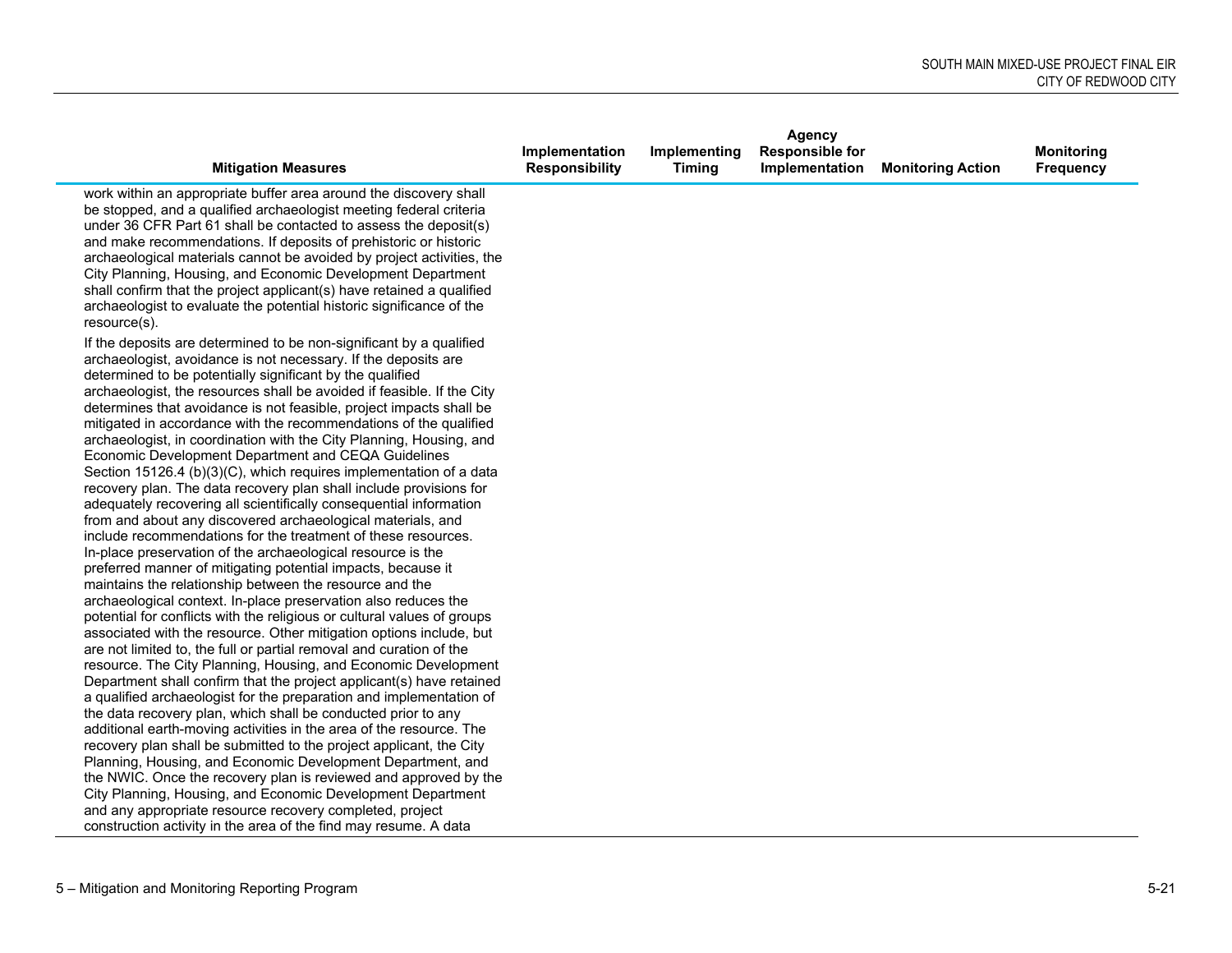| Mitigation Measures | Implementation Responsibility | Implementing Timing | Agency Responsible for Implementation | Monitoring Action | Monitoring Frequency |
|---|---|---|---|---|---|
| work within an appropriate buffer area around the discovery shall be stopped, and a qualified archaeologist meeting federal criteria under 36 CFR Part 61 shall be contacted to assess the deposit(s) and make recommendations. If deposits of prehistoric or historic archaeological materials cannot be avoided by project activities, the City Planning, Housing, and Economic Development Department shall confirm that the project applicant(s) have retained a qualified archaeologist to evaluate the potential historic significance of the resource(s).<br><br>If the deposits are determined to be non-significant by a qualified archaeologist, avoidance is not necessary. If the deposits are determined to be potentially significant by the qualified archaeologist, the resources shall be avoided if feasible. If the City determines that avoidance is not feasible, project impacts shall be mitigated in accordance with the recommendations of the qualified archaeologist, in coordination with the City Planning, Housing, and Economic Development Department and CEQA Guidelines Section 15126.4 (b)(3)(C), which requires implementation of a data recovery plan. The data recovery plan shall include provisions for adequately recovering all scientifically consequential information from and about any discovered archaeological materials, and include recommendations for the treatment of these resources. In-place preservation of the archaeological resource is the preferred manner of mitigating potential impacts, because it maintains the relationship between the resource and the archaeological context. In-place preservation also reduces the potential for conflicts with the religious or cultural values of groups associated with the resource. Other mitigation options include, but are not limited to, the full or partial removal and curation of the resource. The City Planning, Housing, and Economic Development Department shall confirm that the project applicant(s) have retained a qualified archaeologist for the preparation and implementation of the data recovery plan, which shall be conducted prior to any additional earth-moving activities in the area of the resource. The recovery plan shall be submitted to the project applicant, the City Planning, Housing, and Economic Development Department, and the NWIC. Once the recovery plan is reviewed and approved by the City Planning, Housing, and Economic Development Department and any appropriate resource recovery completed, project construction activity in the area of the find may resume. A data | | | | | |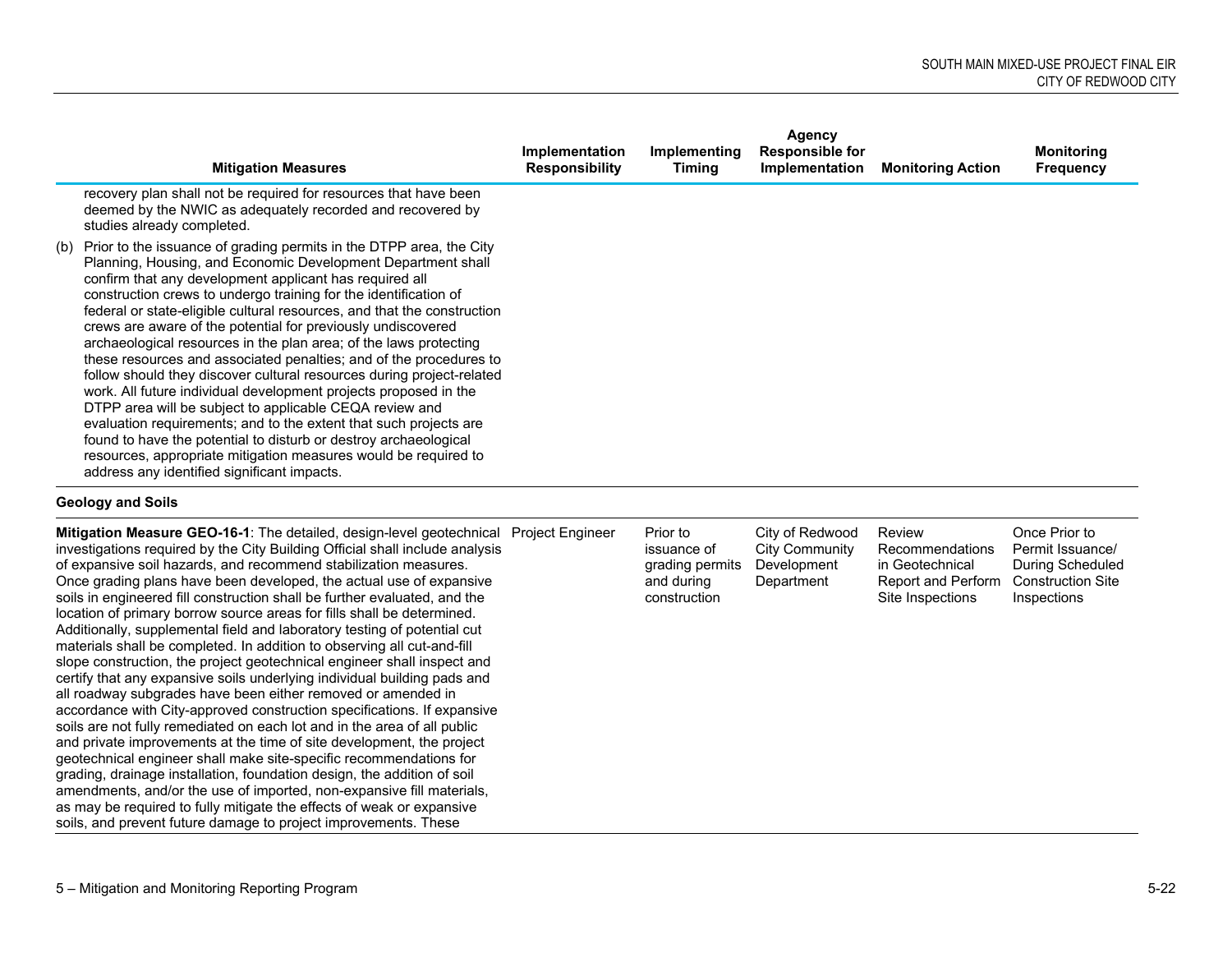| Mitigation Measures | Implementation Responsibility | Implementing Timing | Agency Responsible for Implementation | Monitoring Action | Monitoring Frequency |
|---|---|---|---|---|---|
| recovery plan shall not be required for resources that have been deemed by the NWIC as adequately recorded and recovered by studies already completed. | | | | | |
| (b) Prior to the issuance of grading permits in the DTPP area, the City Planning, Housing, and Economic Development Department shall confirm that any development applicant has required all construction crews to undergo training for the identification of federal or state-eligible cultural resources, and that the construction crews are aware of the potential for previously undiscovered archaeological resources in the plan area; of the laws protecting these resources and associated penalties; and of the procedures to follow should they discover cultural resources during project-related work. All future individual development projects proposed in the DTPP area will be subject to applicable CEQA review and evaluation requirements; and to the extent that such projects are found to have the potential to disturb or destroy archaeological resources, appropriate mitigation measures would be required to address any identified significant impacts. | | | | | |
| **Geology and Soils** | | | | | |
| **Mitigation Measure GEO-16-1**: The detailed, design-level geotechnical investigations required by the City Building Official shall include analysis of expansive soil hazards, and recommend stabilization measures. Once grading plans have been developed, the actual use of expansive soils in engineered fill construction shall be further evaluated, and the location of primary borrow source areas for fills shall be determined. Additionally, supplemental field and laboratory testing of potential cut materials shall be completed. In addition to observing all cut-and-fill slope construction, the project geotechnical engineer shall inspect and certify that any expansive soils underlying individual building pads and all roadway subgrades have been either removed or amended in accordance with City-approved construction specifications. If expansive soils are not fully remediated on each lot and in the area of all public and private improvements at the time of site development, the project geotechnical engineer shall make site-specific recommendations for grading, drainage installation, foundation design, the addition of soil amendments, and/or the use of imported, non-expansive fill materials, as may be required to fully mitigate the effects of weak or expansive soils, and prevent future damage to project improvements. These | Project Engineer | Prior to issuance of grading permits and during construction | City of Redwood City Community Development Department | Review Recommendations in Geotechnical Report and Perform Site Inspections | Once Prior to Permit Issuance/ During Scheduled Construction Site Inspections |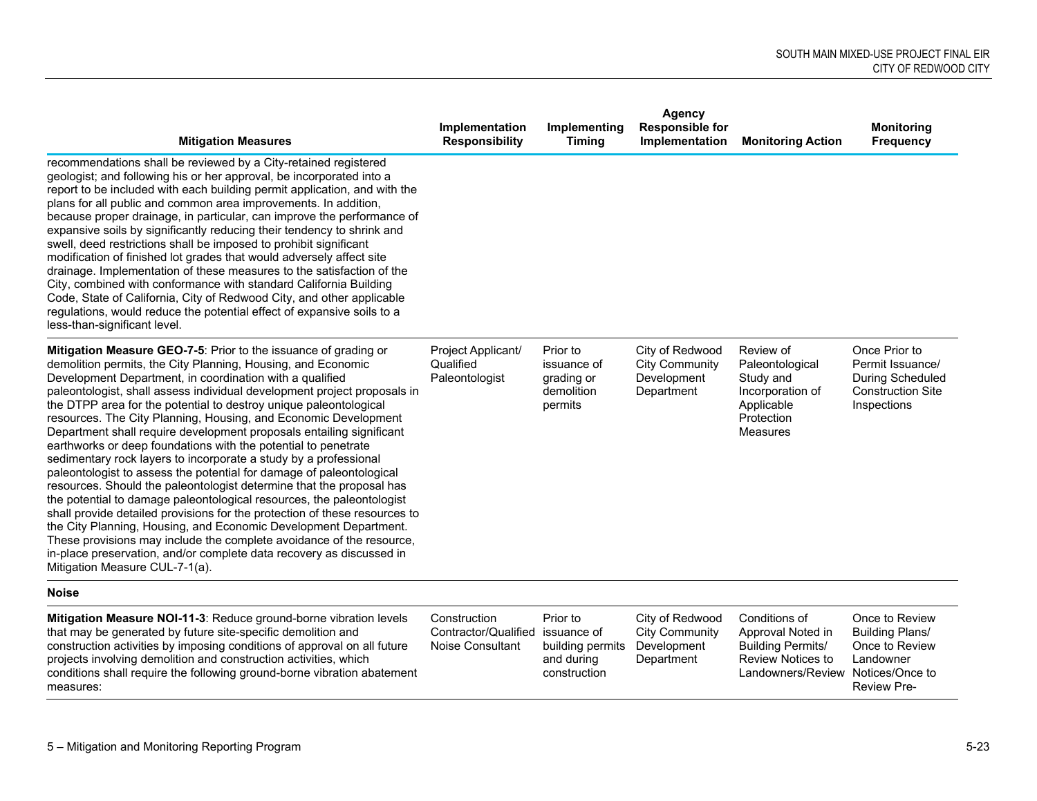| Mitigation Measures | Implementation Responsibility | Implementing Timing | Agency Responsible for Implementation | Monitoring Action | Monitoring Frequency |
|---|---|---|---|---|---|
| recommendations shall be reviewed by a City-retained registered geologist; and following his or her approval, be incorporated into a report to be included with each building permit application, and with the plans for all public and common area improvements. In addition, because proper drainage, in particular, can improve the performance of expansive soils by significantly reducing their tendency to shrink and swell, deed restrictions shall be imposed to prohibit significant modification of finished lot grades that would adversely affect site drainage. Implementation of these measures to the satisfaction of the City, combined with conformance with standard California Building Code, State of California, City of Redwood City, and other applicable regulations, would reduce the potential effect of expansive soils to a less-than-significant level. | | | | | |
| **Mitigation Measure GEO-7-5**: Prior to the issuance of grading or demolition permits, the City Planning, Housing, and Economic Development Department, in coordination with a qualified paleontologist, shall assess individual development project proposals in the DTPP area for the potential to destroy unique paleontological resources. The City Planning, Housing, and Economic Development Department shall require development proposals entailing significant earthworks or deep foundations with the potential to penetrate sedimentary rock layers to incorporate a study by a professional paleontologist to assess the potential for damage of paleontological resources. Should the paleontologist determine that the proposal has the potential to damage paleontological resources, the paleontologist shall provide detailed provisions for the protection of these resources to the City Planning, Housing, and Economic Development Department. These provisions may include the complete avoidance of the resource, in-place preservation, and/or complete data recovery as discussed in Mitigation Measure CUL-7-1(a). | Project Applicant/ Qualified Paleontologist | Prior to issuance of grading or demolition permits | City of Redwood City Community Development Department | Review of Paleontological Study and Incorporation of Applicable Protection Measures | Once Prior to Permit Issuance/ During Scheduled Construction Site Inspections |
| **Noise** | | | | | |
| **Mitigation Measure NOI-11-3**: Reduce ground-borne vibration levels that may be generated by future site-specific demolition and construction activities by imposing conditions of approval on all future projects involving demolition and construction activities, which conditions shall require the following ground-borne vibration abatement measures: | Construction Contractor/Qualified Noise Consultant | Prior to issuance of building permits and during construction | City of Redwood City Community Development Department | Conditions of Approval Noted in Building Permits/ Review Notices to Landowners/Review | Once to Review Building Plans/ Once to Review Landowner Notices/Once to Review Pre- |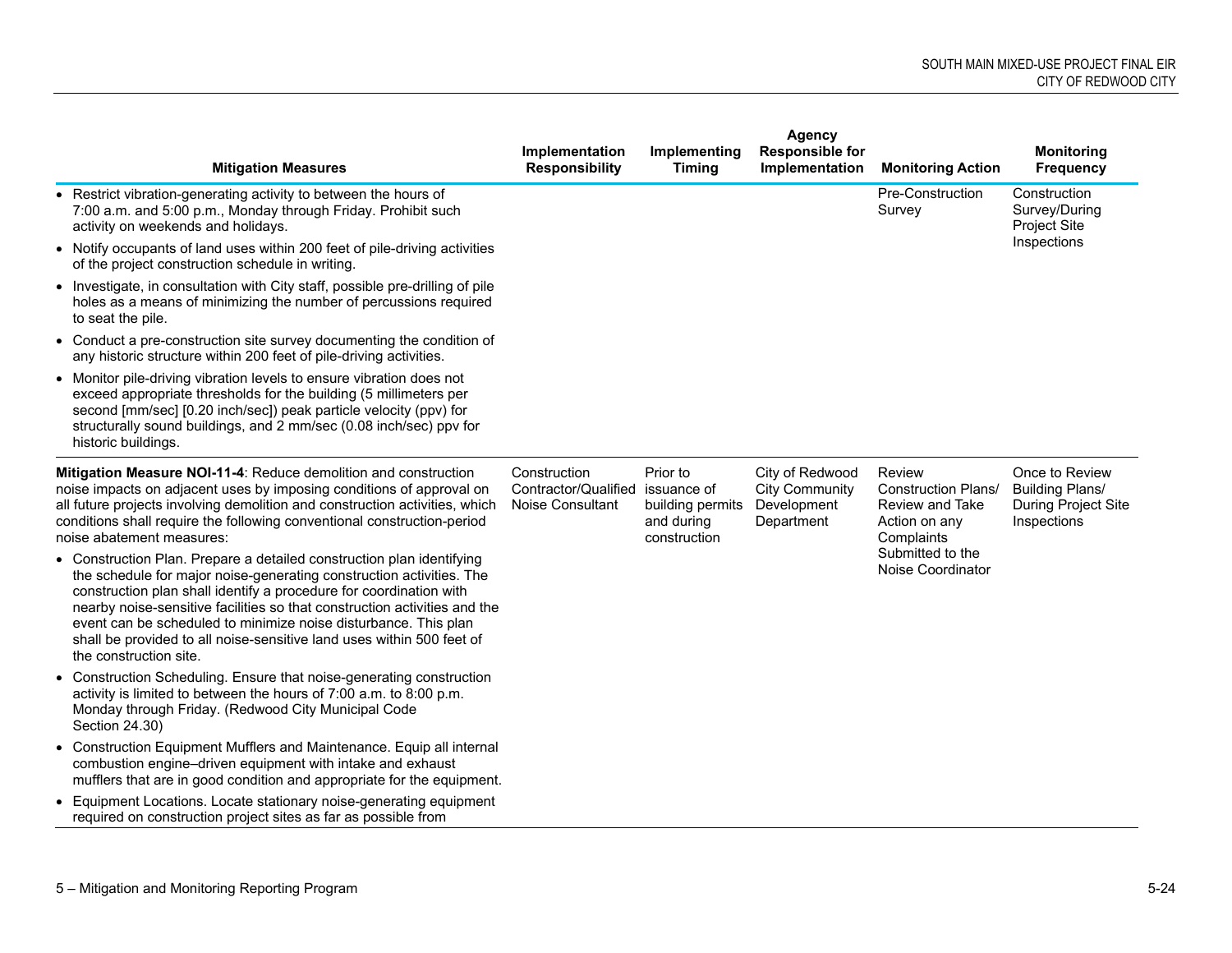| Mitigation Measures | Implementation Responsibility | Implementing Timing | Agency Responsible for Implementation | Monitoring Action | Monitoring Frequency |
|---|---|---|---|---|---|
| • Restrict vibration-generating activity to between the hours of 7:00 a.m. and 5:00 p.m., Monday through Friday. Prohibit such activity on weekends and holidays.<br>• Notify occupants of land uses within 200 feet of pile-driving activities of the project construction schedule in writing.<br>• Investigate, in consultation with City staff, possible pre-drilling of pile holes as a means of minimizing the number of percussions required to seat the pile.<br>• Conduct a pre-construction site survey documenting the condition of any historic structure within 200 feet of pile-driving activities.<br>• Monitor pile-driving vibration levels to ensure vibration does not exceed appropriate thresholds for the building (5 millimeters per second [mm/sec] [0.20 inch/sec]) peak particle velocity (ppv) for structurally sound buildings, and 2 mm/sec (0.08 inch/sec) ppv for historic buildings. | | | | Pre-Construction Survey | Construction Survey/During Project Site Inspections |
| **Mitigation Measure NOI-11-4**: Reduce demolition and construction noise impacts on adjacent uses by imposing conditions of approval on all future projects involving demolition and construction activities, which conditions shall require the following conventional construction-period noise abatement measures:<br>• Construction Plan. Prepare a detailed construction plan identifying the schedule for major noise-generating construction activities. The construction plan shall identify a procedure for coordination with nearby noise-sensitive facilities so that construction activities and the event can be scheduled to minimize noise disturbance. This plan shall be provided to all noise-sensitive land uses within 500 feet of the construction site.<br>• Construction Scheduling. Ensure that noise-generating construction activity is limited to between the hours of 7:00 a.m. to 8:00 p.m. Monday through Friday. (Redwood City Municipal Code Section 24.30)<br>• Construction Equipment Mufflers and Maintenance. Equip all internal combustion engine–driven equipment with intake and exhaust mufflers that are in good condition and appropriate for the equipment.<br>• Equipment Locations. Locate stationary noise-generating equipment required on construction project sites as far as possible from | Construction Contractor/Qualified Noise Consultant | Prior to issuance of building permits and during construction | City of Redwood City Community Development Department | Review Construction Plans/ Review and Take Action on any Complaints Submitted to the Noise Coordinator | Once to Review Building Plans/ During Project Site Inspections |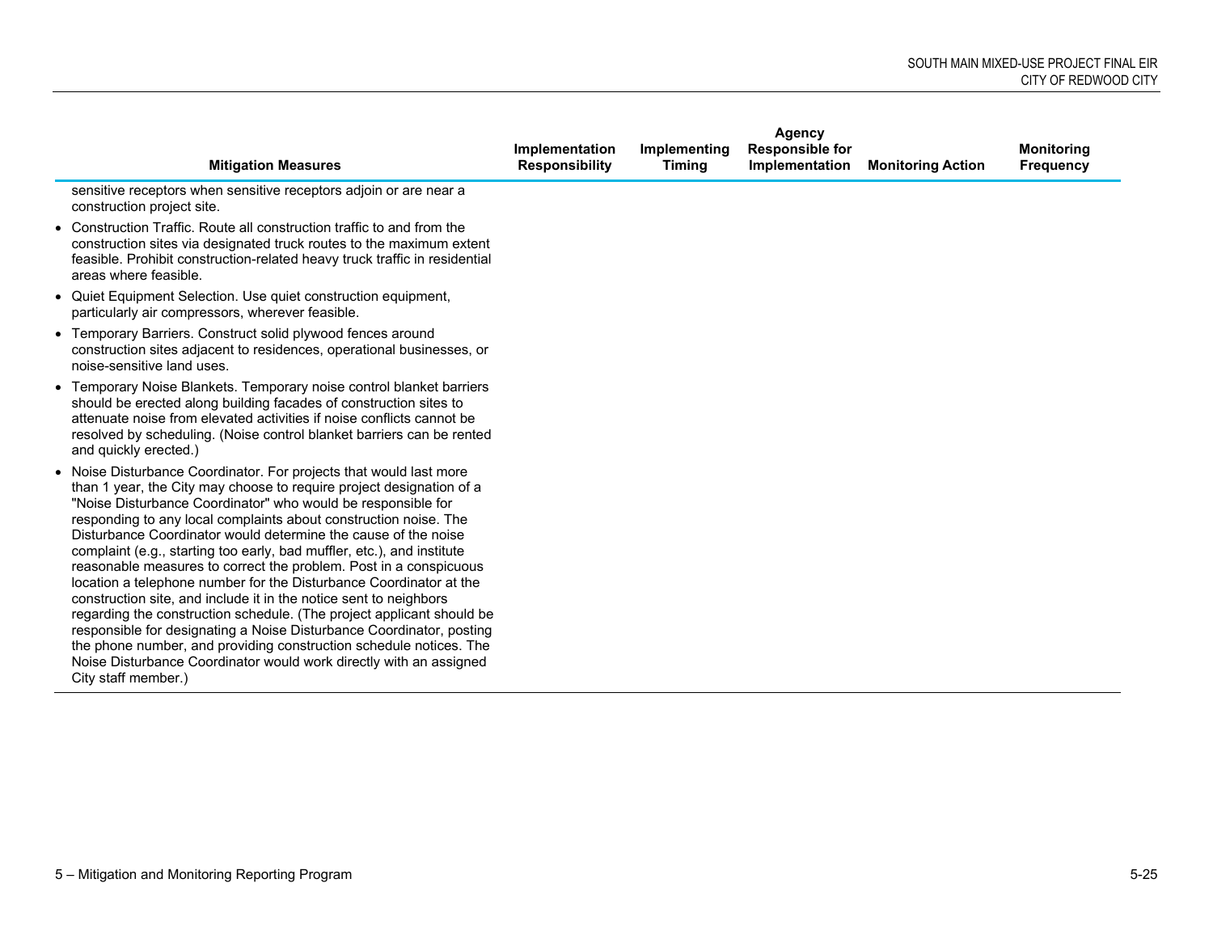| Mitigation Measures | Implementation Responsibility | Implementing Timing | Agency Responsible for Implementation | Monitoring Action | Monitoring Frequency |
| --- | --- | --- | --- | --- | --- |
| sensitive receptors when sensitive receptors adjoin or are near a construction project site.<br>• Construction Traffic. Route all construction traffic to and from the construction sites via designated truck routes to the maximum extent feasible. Prohibit construction-related heavy truck traffic in residential areas where feasible.<br>• Quiet Equipment Selection. Use quiet construction equipment, particularly air compressors, wherever feasible.<br>• Temporary Barriers. Construct solid plywood fences around construction sites adjacent to residences, operational businesses, or noise-sensitive land uses.<br>• Temporary Noise Blankets. Temporary noise control blanket barriers should be erected along building facades of construction sites to attenuate noise from elevated activities if noise conflicts cannot be resolved by scheduling. (Noise control blanket barriers can be rented and quickly erected.)<br>• Noise Disturbance Coordinator. For projects that would last more than 1 year, the City may choose to require project designation of a "Noise Disturbance Coordinator" who would be responsible for responding to any local complaints about construction noise. The Disturbance Coordinator would determine the cause of the noise complaint (e.g., starting too early, bad muffler, etc.), and institute reasonable measures to correct the problem. Post in a conspicuous location a telephone number for the Disturbance Coordinator at the construction site, and include it in the notice sent to neighbors regarding the construction schedule. (The project applicant should be responsible for designating a Noise Disturbance Coordinator, posting the phone number, and providing construction schedule notices. The Noise Disturbance Coordinator would work directly with an assigned City staff member.) | | | | | |